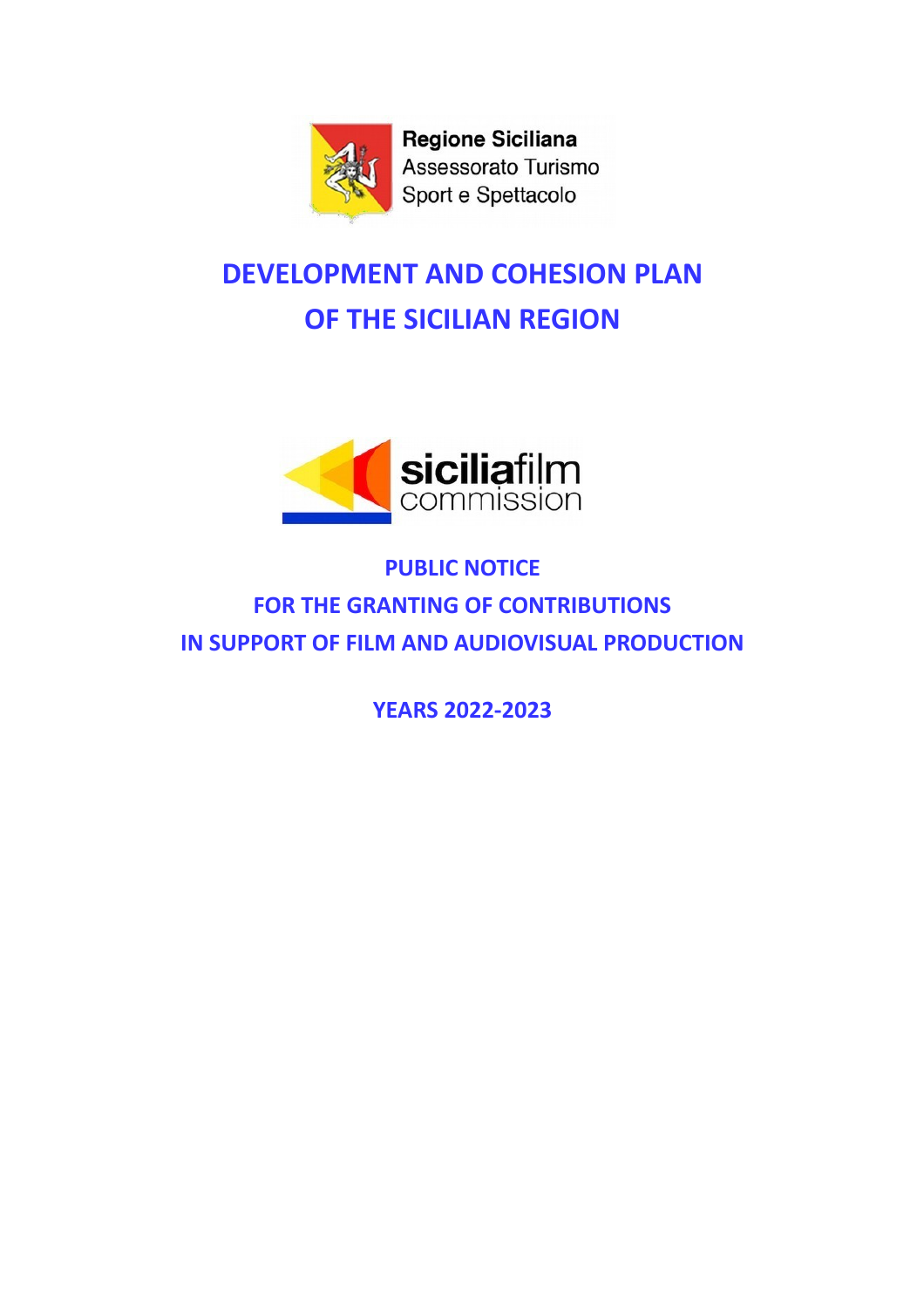Regione Siciliana
Assessorato Turismo
Sport e Spettacolo

# DEVELOPMENT AND COHESION PLAN OF THE SICILIAN REGION

siciliafilm commission

## PUBLIC NOTICE
## FOR THE GRANTING OF CONTRIBUTIONS
## IN SUPPORT OF FILM AND AUDIOVISUAL PRODUCTION

## YEARS 2022-2023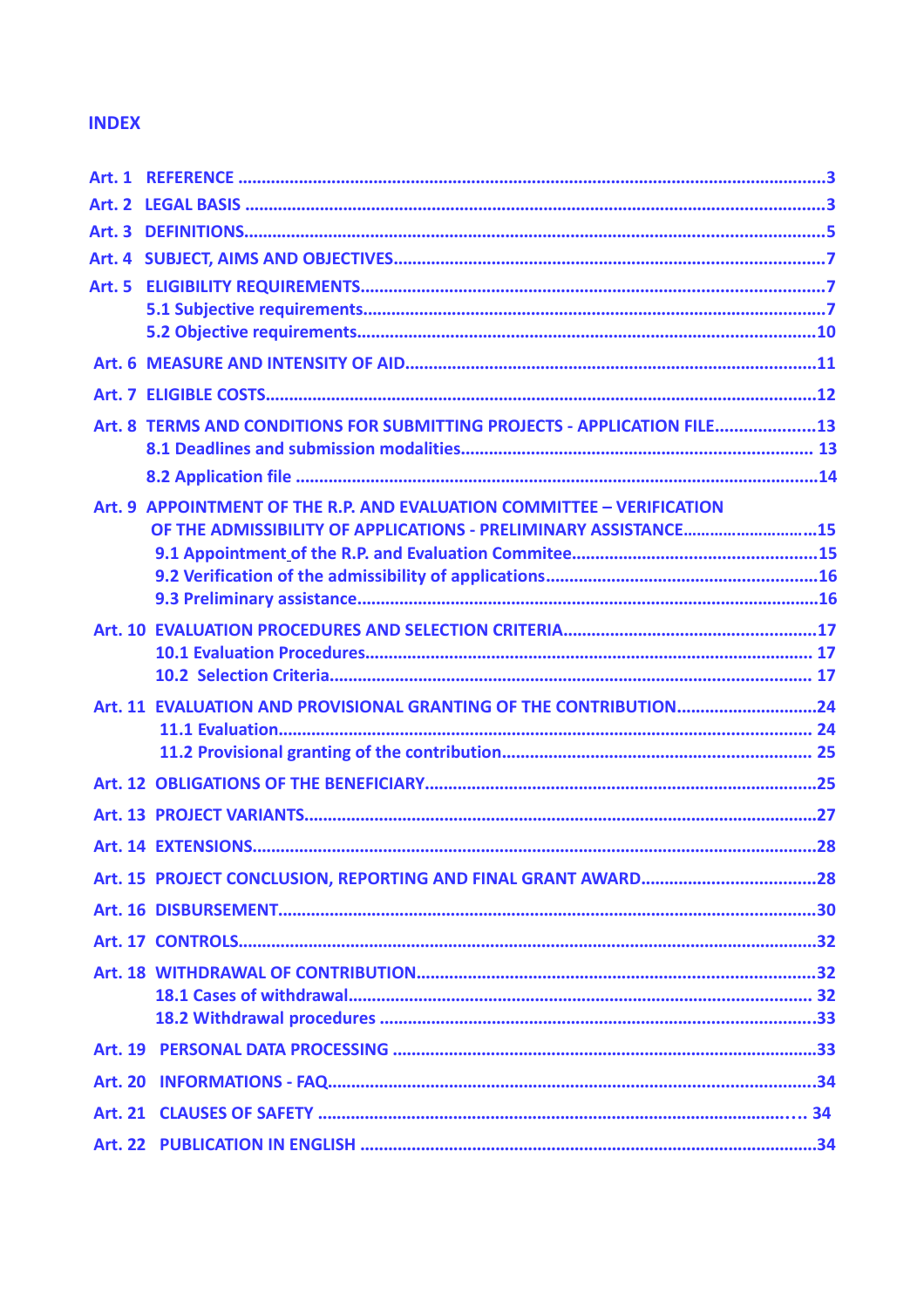## INDEX

- Art. 1 REFERENCE ... 3
- Art. 2 LEGAL BASIS ... 3
- Art. 3 DEFINITIONS ... 5
- Art. 4 SUBJECT, AIMS AND OBJECTIVES ... 7
- Art. 5 ELIGIBILITY REQUIREMENTS ... 7
  - 5.1 Subjective requirements ... 7
  - 5.2 Objective requirements ... 10
- Art. 6 MEASURE AND INTENSITY OF AID ... 11
- Art. 7 ELIGIBLE COSTS ... 12
- Art. 8 TERMS AND CONDITIONS FOR SUBMITTING PROJECTS - APPLICATION FILE ... 13
  - 8.1 Deadlines and submission modalities ... 13
  - 8.2 Application file ... 14
- Art. 9 APPOINTMENT OF THE R.P. AND EVALUATION COMMITTEE – VERIFICATION OF THE ADMISSIBILITY OF APPLICATIONS - PRELIMINARY ASSISTANCE ... 15
  - 9.1 Appointment of the R.P. and Evaluation Commitee ... 15
  - 9.2 Verification of the admissibility of applications ... 16
  - 9.3 Preliminary assistance ... 16
- Art. 10 EVALUATION PROCEDURES AND SELECTION CRITERIA ... 17
  - 10.1 Evaluation Procedures ... 17
  - 10.2 Selection Criteria ... 17
- Art. 11 EVALUATION AND PROVISIONAL GRANTING OF THE CONTRIBUTION ... 24
  - 11.1 Evaluation ... 24
  - 11.2 Provisional granting of the contribution ... 25
- Art. 12 OBLIGATIONS OF THE BENEFICIARY ... 25
- Art. 13 PROJECT VARIANTS ... 27
- Art. 14 EXTENSIONS ... 28
- Art. 15 PROJECT CONCLUSION, REPORTING AND FINAL GRANT AWARD ... 28
- Art. 16 DISBURSEMENT ... 30
- Art. 17 CONTROLS ... 32
- Art. 18 WITHDRAWAL OF CONTRIBUTION ... 32
  - 18.1 Cases of withdrawal ... 32
  - 18.2 Withdrawal procedures ... 33
- Art. 19 PERSONAL DATA PROCESSING ... 33
- Art. 20 INFORMATIONS - FAQ ... 34
- Art. 21 CLAUSES OF SAFETY ... 34
- Art. 22 PUBLICATION IN ENGLISH ... 34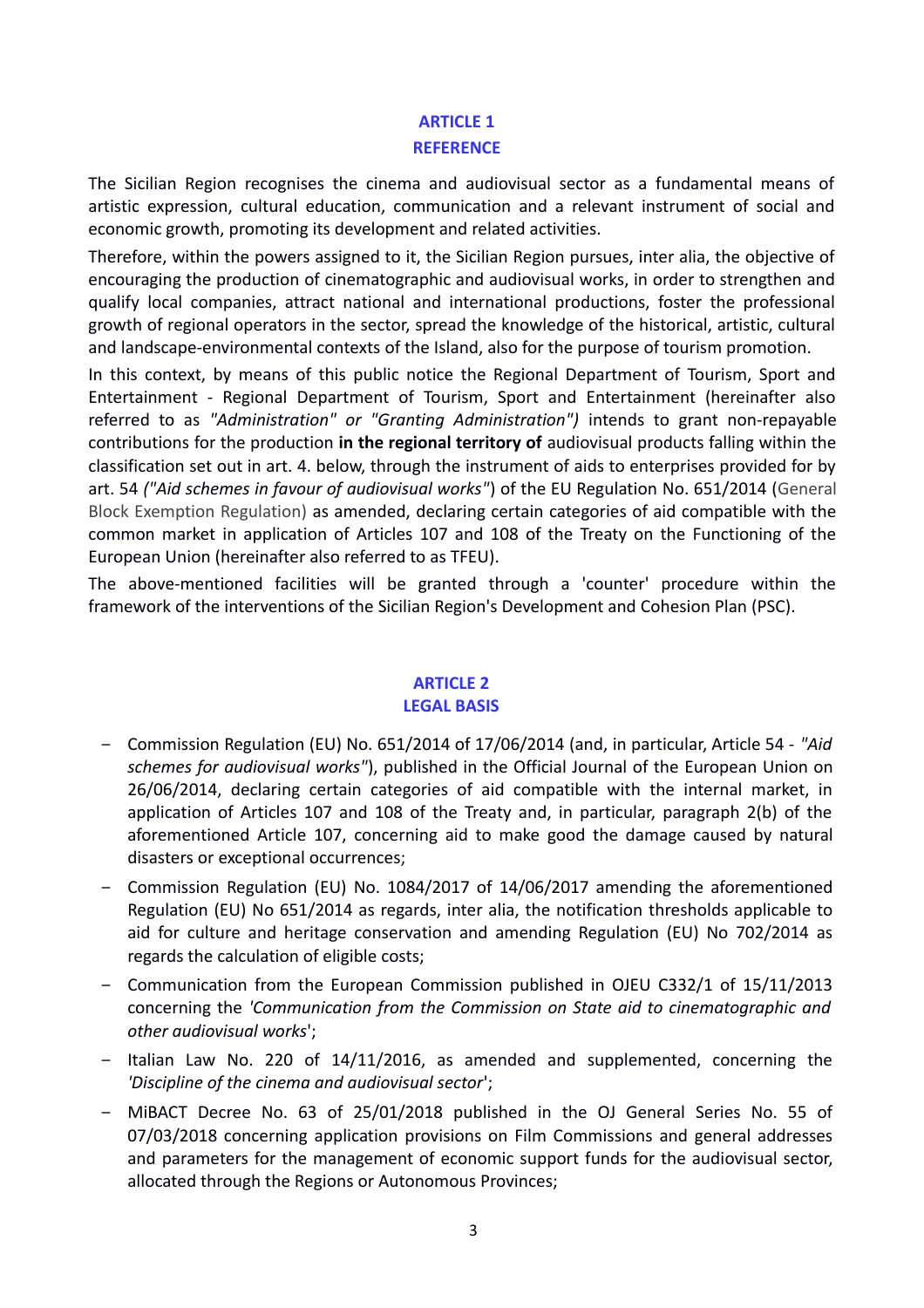## ARTICLE 1
## REFERENCE

The Sicilian Region recognises the cinema and audiovisual sector as a fundamental means of artistic expression, cultural education, communication and a relevant instrument of social and economic growth, promoting its development and related activities.

Therefore, within the powers assigned to it, the Sicilian Region pursues, inter alia, the objective of encouraging the production of cinematographic and audiovisual works, in order to strengthen and qualify local companies, attract national and international productions, foster the professional growth of regional operators in the sector, spread the knowledge of the historical, artistic, cultural and landscape-environmental contexts of the Island, also for the purpose of tourism promotion.

In this context, by means of this public notice the Regional Department of Tourism, Sport and Entertainment - Regional Department of Tourism, Sport and Entertainment (hereinafter also referred to as *"Administration" or "Granting Administration")* intends to grant non-repayable contributions for the production **in the regional territory of** audiovisual products falling within the classification set out in art. 4. below, through the instrument of aids to enterprises provided for by art. 54 *("Aid schemes in favour of audiovisual works"*) of the EU Regulation No. 651/2014 (General Block Exemption Regulation) as amended, declaring certain categories of aid compatible with the common market in application of Articles 107 and 108 of the Treaty on the Functioning of the European Union (hereinafter also referred to as TFEU).

The above-mentioned facilities will be granted through a 'counter' procedure within the framework of the interventions of the Sicilian Region's Development and Cohesion Plan (PSC).

## ARTICLE 2
## LEGAL BASIS

- Commission Regulation (EU) No. 651/2014 of 17/06/2014 (and, in particular, Article 54 - *"Aid schemes for audiovisual works"*), published in the Official Journal of the European Union on 26/06/2014, declaring certain categories of aid compatible with the internal market, in application of Articles 107 and 108 of the Treaty and, in particular, paragraph 2(b) of the aforementioned Article 107, concerning aid to make good the damage caused by natural disasters or exceptional occurrences;
- Commission Regulation (EU) No. 1084/2017 of 14/06/2017 amending the aforementioned Regulation (EU) No 651/2014 as regards, inter alia, the notification thresholds applicable to aid for culture and heritage conservation and amending Regulation (EU) No 702/2014 as regards the calculation of eligible costs;
- Communication from the European Commission published in OJEU C332/1 of 15/11/2013 concerning the *'Communication from the Commission on State aid to cinematographic and other audiovisual works*';
- Italian Law No. 220 of 14/11/2016, as amended and supplemented, concerning the *'Discipline of the cinema and audiovisual sector*';
- MiBACT Decree No. 63 of 25/01/2018 published in the OJ General Series No. 55 of 07/03/2018 concerning application provisions on Film Commissions and general addresses and parameters for the management of economic support funds for the audiovisual sector, allocated through the Regions or Autonomous Provinces;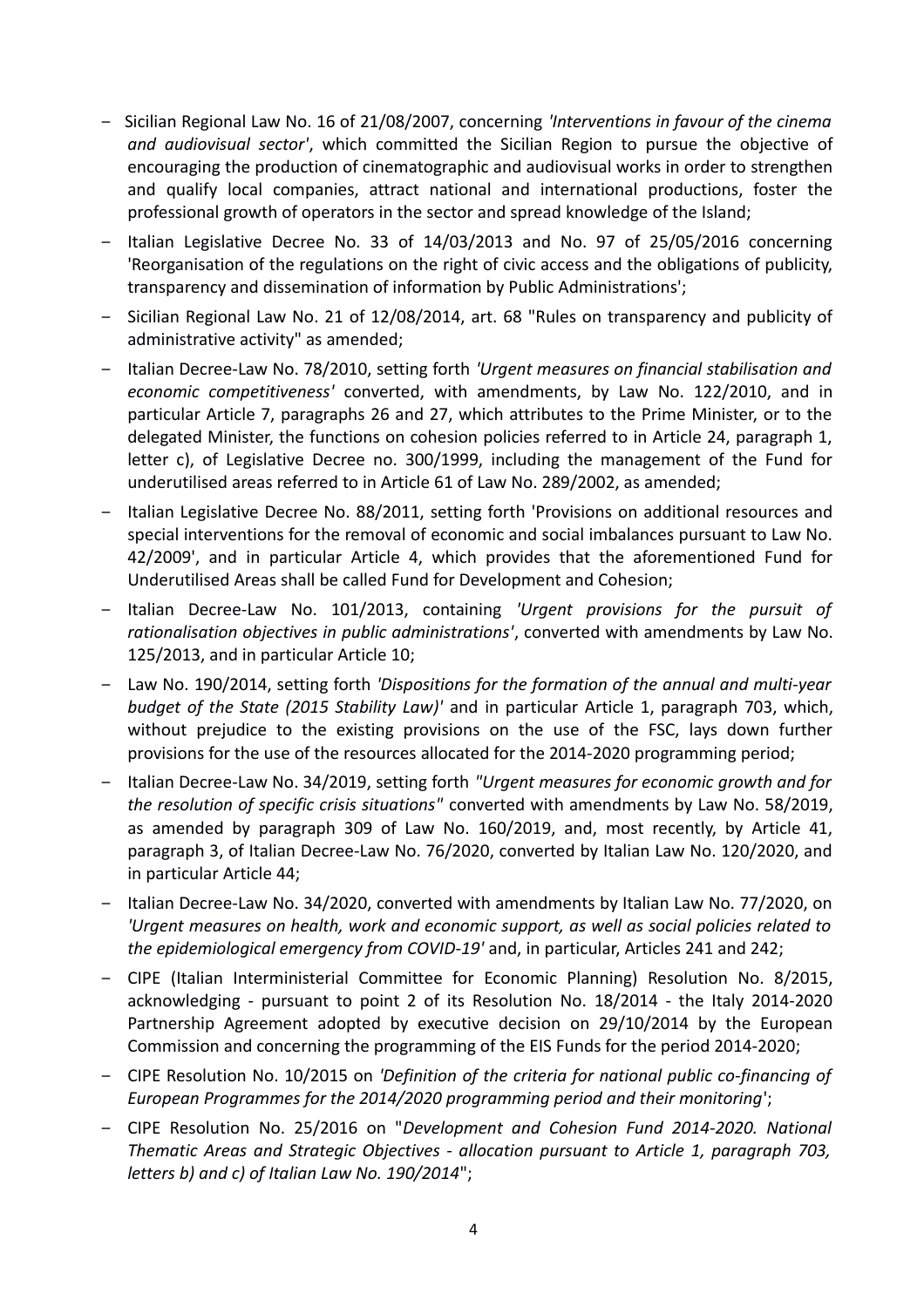- Sicilian Regional Law No. 16 of 21/08/2007, concerning *'Interventions in favour of the cinema and audiovisual sector'*, which committed the Sicilian Region to pursue the objective of encouraging the production of cinematographic and audiovisual works in order to strengthen and qualify local companies, attract national and international productions, foster the professional growth of operators in the sector and spread knowledge of the Island;
- Italian Legislative Decree No. 33 of 14/03/2013 and No. 97 of 25/05/2016 concerning 'Reorganisation of the regulations on the right of civic access and the obligations of publicity, transparency and dissemination of information by Public Administrations';
- Sicilian Regional Law No. 21 of 12/08/2014, art. 68 "Rules on transparency and publicity of administrative activity" as amended;
- Italian Decree-Law No. 78/2010, setting forth *'Urgent measures on financial stabilisation and economic competitiveness'* converted, with amendments, by Law No. 122/2010, and in particular Article 7, paragraphs 26 and 27, which attributes to the Prime Minister, or to the delegated Minister, the functions on cohesion policies referred to in Article 24, paragraph 1, letter c), of Legislative Decree no. 300/1999, including the management of the Fund for underutilised areas referred to in Article 61 of Law No. 289/2002, as amended;
- Italian Legislative Decree No. 88/2011, setting forth 'Provisions on additional resources and special interventions for the removal of economic and social imbalances pursuant to Law No. 42/2009', and in particular Article 4, which provides that the aforementioned Fund for Underutilised Areas shall be called Fund for Development and Cohesion;
- Italian Decree-Law No. 101/2013, containing *'Urgent provisions for the pursuit of rationalisation objectives in public administrations'*, converted with amendments by Law No. 125/2013, and in particular Article 10;
- Law No. 190/2014, setting forth *'Dispositions for the formation of the annual and multi-year budget of the State (2015 Stability Law)'* and in particular Article 1, paragraph 703, which, without prejudice to the existing provisions on the use of the FSC, lays down further provisions for the use of the resources allocated for the 2014-2020 programming period;
- Italian Decree-Law No. 34/2019, setting forth *"Urgent measures for economic growth and for the resolution of specific crisis situations"* converted with amendments by Law No. 58/2019, as amended by paragraph 309 of Law No. 160/2019, and, most recently, by Article 41, paragraph 3, of Italian Decree-Law No. 76/2020, converted by Italian Law No. 120/2020, and in particular Article 44;
- Italian Decree-Law No. 34/2020, converted with amendments by Italian Law No. 77/2020, on *'Urgent measures on health, work and economic support, as well as social policies related to the epidemiological emergency from COVID-19'* and, in particular, Articles 241 and 242;
- CIPE (Italian Interministerial Committee for Economic Planning) Resolution No. 8/2015, acknowledging - pursuant to point 2 of its Resolution No. 18/2014 - the Italy 2014-2020 Partnership Agreement adopted by executive decision on 29/10/2014 by the European Commission and concerning the programming of the EIS Funds for the period 2014-2020;
- CIPE Resolution No. 10/2015 on *'Definition of the criteria for national public co-financing of European Programmes for the 2014/2020 programming period and their monitoring*';
- CIPE Resolution No. 25/2016 on "*Development and Cohesion Fund 2014-2020. National Thematic Areas and Strategic Objectives - allocation pursuant to Article 1, paragraph 703, letters b) and c) of Italian Law No. 190/2014*";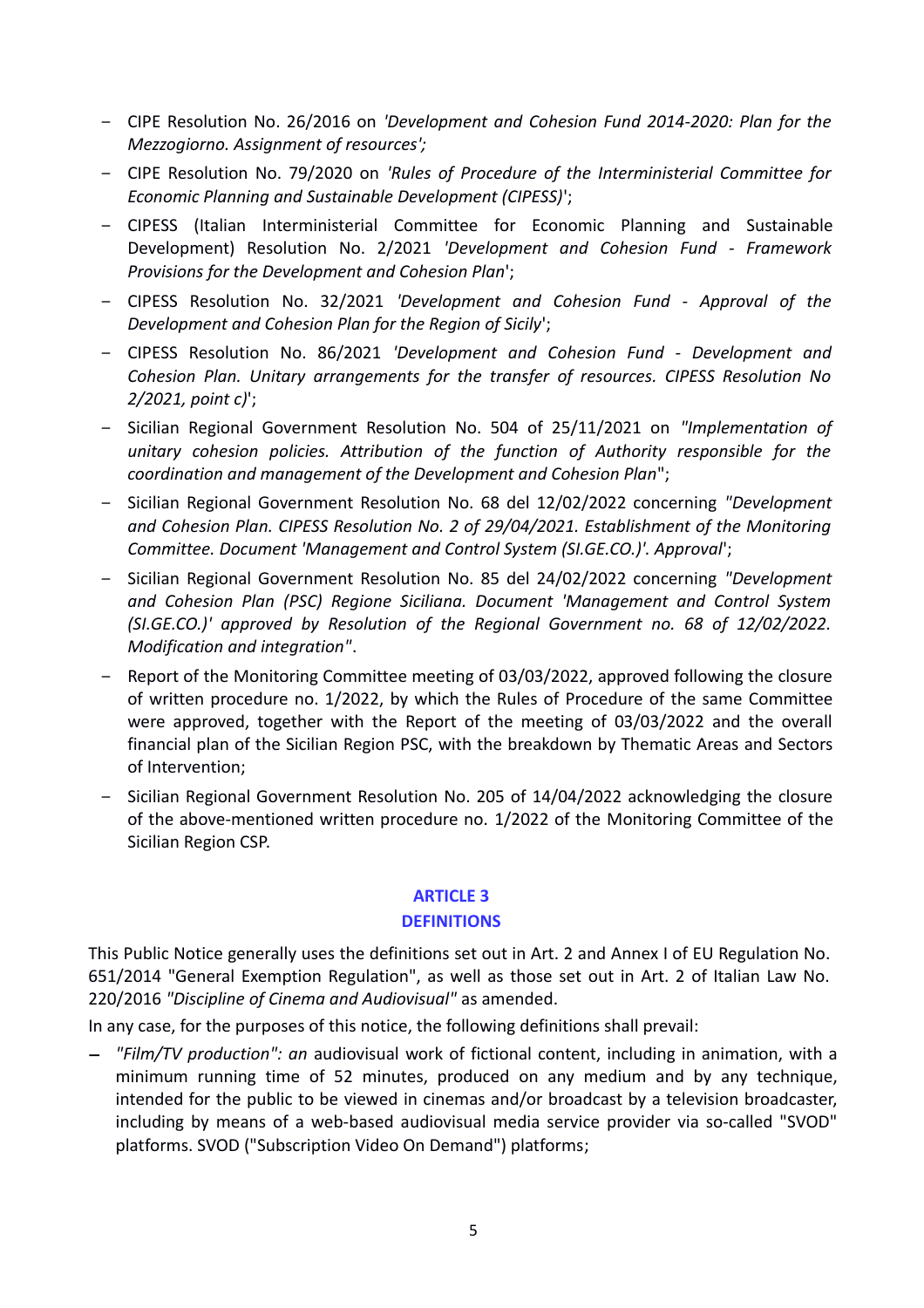- CIPE Resolution No. 26/2016 on *'Development and Cohesion Fund 2014-2020: Plan for the Mezzogiorno. Assignment of resources';*
- CIPE Resolution No. 79/2020 on *'Rules of Procedure of the Interministerial Committee for Economic Planning and Sustainable Development (CIPESS)*';
- CIPESS (Italian Interministerial Committee for Economic Planning and Sustainable Development) Resolution No. 2/2021 *'Development and Cohesion Fund - Framework Provisions for the Development and Cohesion Plan*';
- CIPESS Resolution No. 32/2021 *'Development and Cohesion Fund - Approval of the Development and Cohesion Plan for the Region of Sicily*';
- CIPESS Resolution No. 86/2021 *'Development and Cohesion Fund - Development and Cohesion Plan. Unitary arrangements for the transfer of resources. CIPESS Resolution No 2/2021, point c)*';
- Sicilian Regional Government Resolution No. 504 of 25/11/2021 on *"Implementation of unitary cohesion policies. Attribution of the function of Authority responsible for the coordination and management of the Development and Cohesion Plan*";
- Sicilian Regional Government Resolution No. 68 del 12/02/2022 concerning *"Development and Cohesion Plan. CIPESS Resolution No. 2 of 29/04/2021. Establishment of the Monitoring Committee. Document 'Management and Control System (SI.GE.CO.)'. Approval*';
- Sicilian Regional Government Resolution No. 85 del 24/02/2022 concerning *"Development and Cohesion Plan (PSC) Regione Siciliana. Document 'Management and Control System (SI.GE.CO.)' approved by Resolution of the Regional Government no. 68 of 12/02/2022. Modification and integration"*.
- Report of the Monitoring Committee meeting of 03/03/2022, approved following the closure of written procedure no. 1/2022, by which the Rules of Procedure of the same Committee were approved, together with the Report of the meeting of 03/03/2022 and the overall financial plan of the Sicilian Region PSC, with the breakdown by Thematic Areas and Sectors of Intervention;
- Sicilian Regional Government Resolution No. 205 of 14/04/2022 acknowledging the closure of the above-mentioned written procedure no. 1/2022 of the Monitoring Committee of the Sicilian Region CSP.

## ARTICLE 3
## DEFINITIONS

This Public Notice generally uses the definitions set out in Art. 2 and Annex I of EU Regulation No. 651/2014 "General Exemption Regulation", as well as those set out in Art. 2 of Italian Law No. 220/2016 *"Discipline of Cinema and Audiovisual"* as amended.

In any case, for the purposes of this notice, the following definitions shall prevail:

- *"Film/TV production": an* audiovisual work of fictional content, including in animation, with a minimum running time of 52 minutes, produced on any medium and by any technique, intended for the public to be viewed in cinemas and/or broadcast by a television broadcaster, including by means of a web-based audiovisual media service provider via so-called "SVOD" platforms. SVOD ("Subscription Video On Demand") platforms;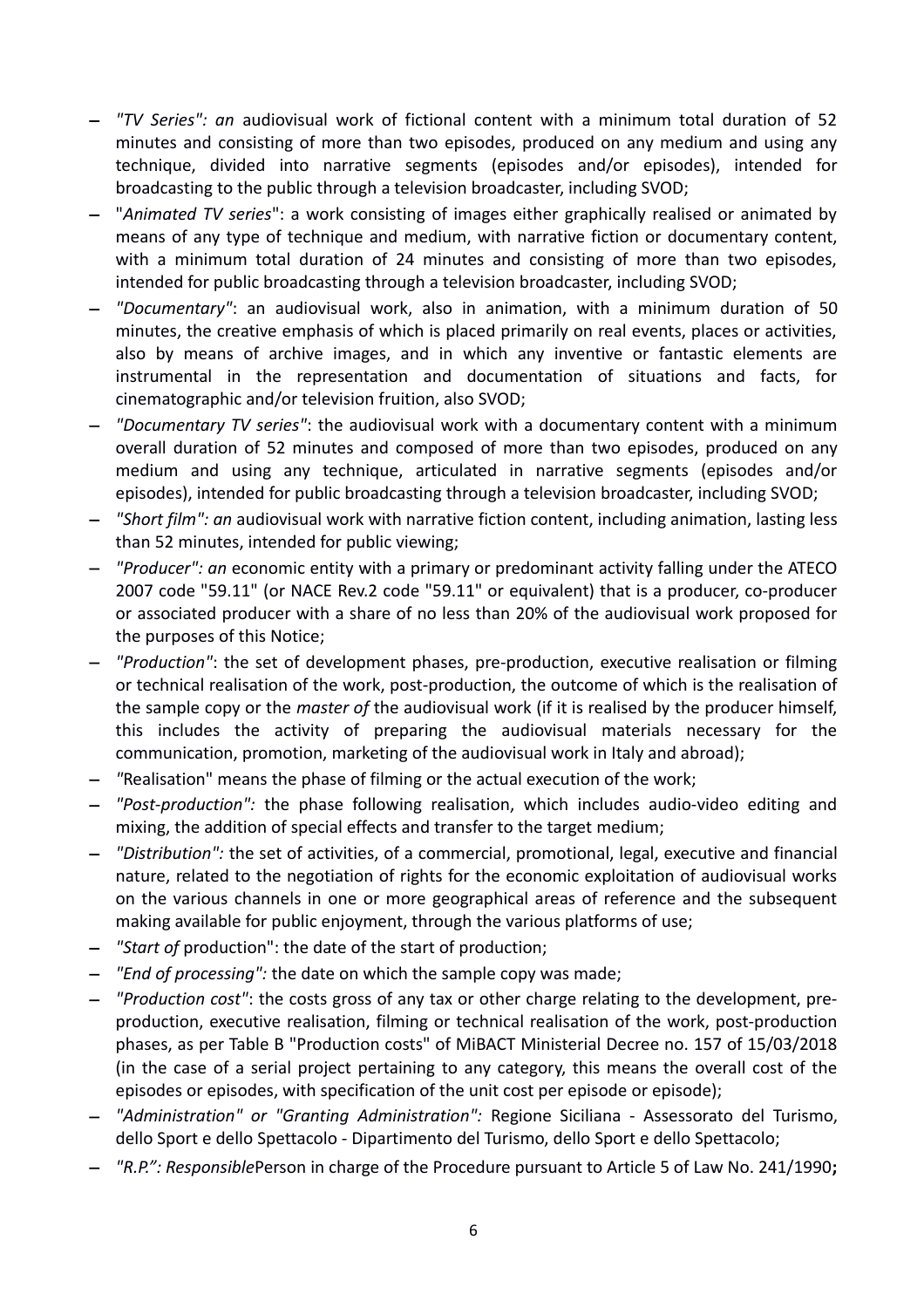- *"TV Series": an* audiovisual work of fictional content with a minimum total duration of 52 minutes and consisting of more than two episodes, produced on any medium and using any technique, divided into narrative segments (episodes and/or episodes), intended for broadcasting to the public through a television broadcaster, including SVOD;
- "*Animated TV series*": a work consisting of images either graphically realised or animated by means of any type of technique and medium, with narrative fiction or documentary content, with a minimum total duration of 24 minutes and consisting of more than two episodes, intended for public broadcasting through a television broadcaster, including SVOD;
- *"Documentary"*: an audiovisual work, also in animation, with a minimum duration of 50 minutes, the creative emphasis of which is placed primarily on real events, places or activities, also by means of archive images, and in which any inventive or fantastic elements are instrumental in the representation and documentation of situations and facts, for cinematographic and/or television fruition, also SVOD;
- *"Documentary TV series"*: the audiovisual work with a documentary content with a minimum overall duration of 52 minutes and composed of more than two episodes, produced on any medium and using any technique, articulated in narrative segments (episodes and/or episodes), intended for public broadcasting through a television broadcaster, including SVOD;
- *"Short film": an* audiovisual work with narrative fiction content, including animation, lasting less than 52 minutes, intended for public viewing;
- *"Producer": an* economic entity with a primary or predominant activity falling under the ATECO 2007 code "59.11" (or NACE Rev.2 code "59.11" or equivalent) that is a producer, co-producer or associated producer with a share of no less than 20% of the audiovisual work proposed for the purposes of this Notice;
- *"Production"*: the set of development phases, pre-production, executive realisation or filming or technical realisation of the work, post-production, the outcome of which is the realisation of the sample copy or the *master of* the audiovisual work (if it is realised by the producer himself, this includes the activity of preparing the audiovisual materials necessary for the communication, promotion, marketing of the audiovisual work in Italy and abroad);
- *"*Realisation" means the phase of filming or the actual execution of the work;
- *"Post-production":* the phase following realisation, which includes audio-video editing and mixing, the addition of special effects and transfer to the target medium;
- *"Distribution":* the set of activities, of a commercial, promotional, legal, executive and financial nature, related to the negotiation of rights for the economic exploitation of audiovisual works on the various channels in one or more geographical areas of reference and the subsequent making available for public enjoyment, through the various platforms of use;
- *"Start of* production": the date of the start of production;
- *"End of processing":* the date on which the sample copy was made;
- *"Production cost"*: the costs gross of any tax or other charge relating to the development, pre-production, executive realisation, filming or technical realisation of the work, post-production phases, as per Table B "Production costs" of MiBACT Ministerial Decree no. 157 of 15/03/2018 (in the case of a serial project pertaining to any category, this means the overall cost of the episodes or episodes, with specification of the unit cost per episode or episode);
- *"Administration" or "Granting Administration":* Regione Siciliana - Assessorato del Turismo, dello Sport e dello Spettacolo - Dipartimento del Turismo, dello Sport e dello Spettacolo;
- *"R.P.": Responsible*Person in charge of the Procedure pursuant to Article 5 of Law No. 241/1990**;**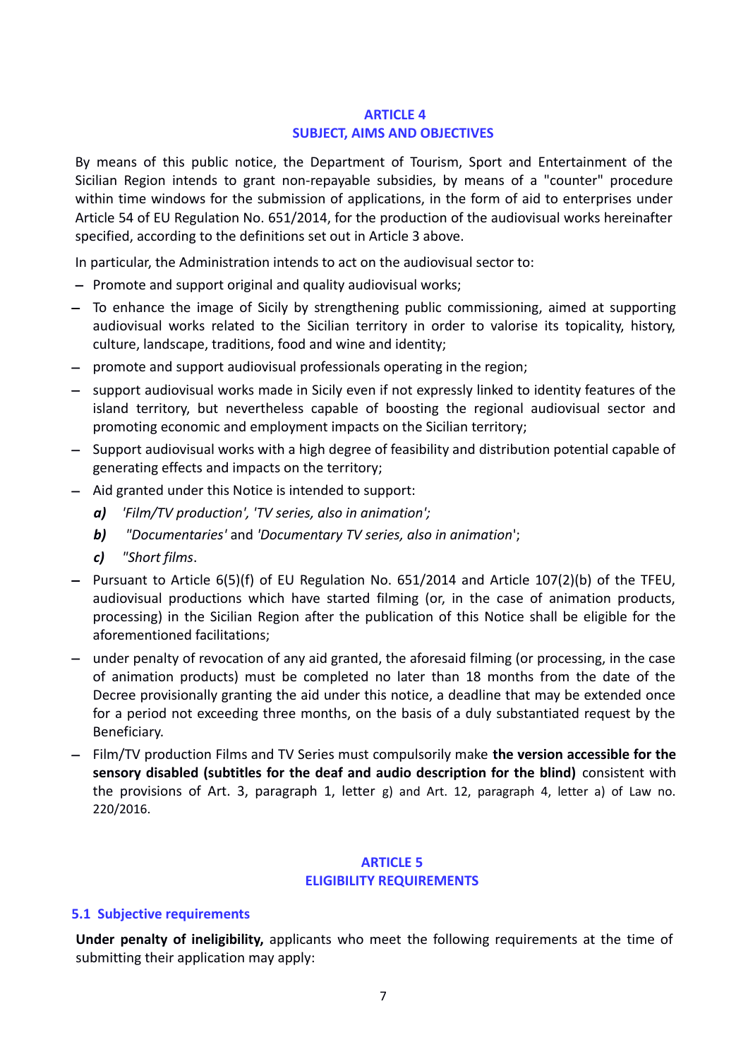## ARTICLE 4
## SUBJECT, AIMS AND OBJECTIVES

By means of this public notice, the Department of Tourism, Sport and Entertainment of the Sicilian Region intends to grant non-repayable subsidies, by means of a "counter" procedure within time windows for the submission of applications, in the form of aid to enterprises under Article 54 of EU Regulation No. 651/2014, for the production of the audiovisual works hereinafter specified, according to the definitions set out in Article 3 above.

In particular, the Administration intends to act on the audiovisual sector to:

- Promote and support original and quality audiovisual works;
- To enhance the image of Sicily by strengthening public commissioning, aimed at supporting audiovisual works related to the Sicilian territory in order to valorise its topicality, history, culture, landscape, traditions, food and wine and identity;
- promote and support audiovisual professionals operating in the region;
- support audiovisual works made in Sicily even if not expressly linked to identity features of the island territory, but nevertheless capable of boosting the regional audiovisual sector and promoting economic and employment impacts on the Sicilian territory;
- Support audiovisual works with a high degree of feasibility and distribution potential capable of generating effects and impacts on the territory;
- Aid granted under this Notice is intended to support:
  - ***a)*** *'Film/TV production', 'TV series, also in animation';*
  - ***b)*** *"Documentaries'* and *'Documentary TV series, also in animation*';
  - ***c)*** *"Short films*.
- Pursuant to Article 6(5)(f) of EU Regulation No. 651/2014 and Article 107(2)(b) of the TFEU, audiovisual productions which have started filming (or, in the case of animation products, processing) in the Sicilian Region after the publication of this Notice shall be eligible for the aforementioned facilitations;
- under penalty of revocation of any aid granted, the aforesaid filming (or processing, in the case of animation products) must be completed no later than 18 months from the date of the Decree provisionally granting the aid under this notice, a deadline that may be extended once for a period not exceeding three months, on the basis of a duly substantiated request by the Beneficiary.
- Film/TV production Films and TV Series must compulsorily make **the version accessible for the sensory disabled (subtitles for the deaf and audio description for the blind)** consistent with the provisions of Art. 3, paragraph 1, letter g) and Art. 12, paragraph 4, letter a) of Law no. 220/2016.

## ARTICLE 5
## ELIGIBILITY REQUIREMENTS

### 5.1 Subjective requirements

**Under penalty of ineligibility,** applicants who meet the following requirements at the time of submitting their application may apply: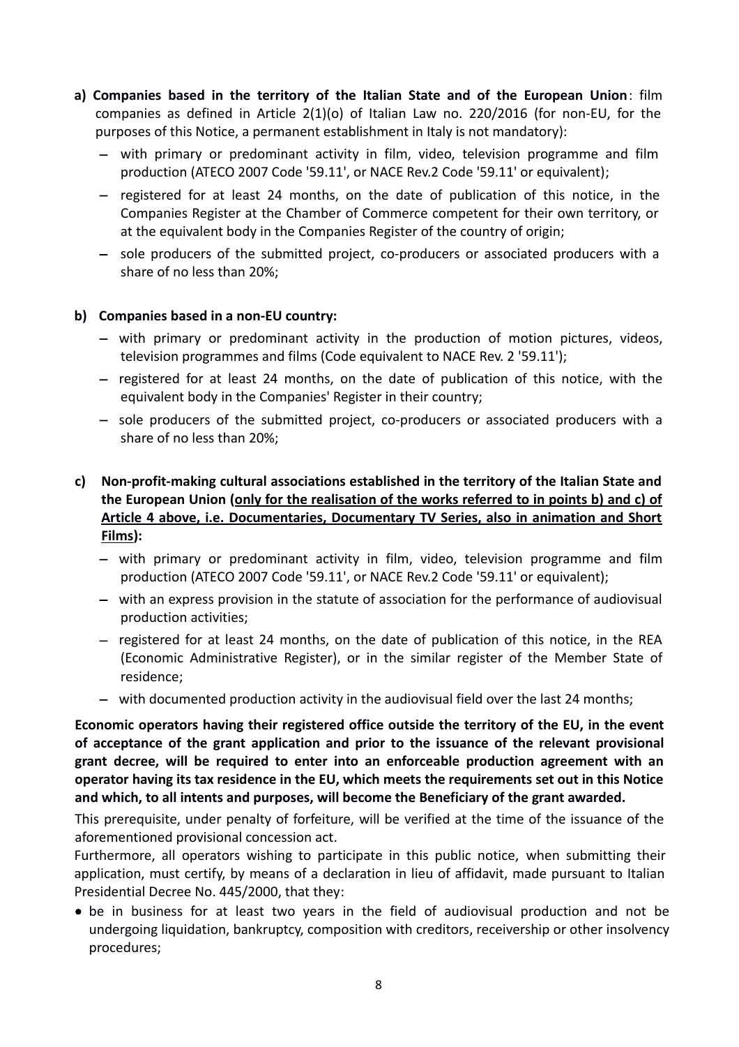**a) Companies based in the territory of the Italian State and of the European Union**: film companies as defined in Article 2(1)(o) of Italian Law no. 220/2016 (for non-EU, for the purposes of this Notice, a permanent establishment in Italy is not mandatory):

- with primary or predominant activity in film, video, television programme and film production (ATECO 2007 Code '59.11', or NACE Rev.2 Code '59.11' or equivalent);
- registered for at least 24 months, on the date of publication of this notice, in the Companies Register at the Chamber of Commerce competent for their own territory, or at the equivalent body in the Companies Register of the country of origin;
- sole producers of the submitted project, co-producers or associated producers with a share of no less than 20%;

**b) Companies based in a non-EU country:**

- with primary or predominant activity in the production of motion pictures, videos, television programmes and films (Code equivalent to NACE Rev. 2 '59.11');
- registered for at least 24 months, on the date of publication of this notice, with the equivalent body in the Companies' Register in their country;
- sole producers of the submitted project, co-producers or associated producers with a share of no less than 20%;

**c) Non-profit-making cultural associations established in the territory of the Italian State and the European Union (<u>only for the realisation of the works referred to in points b) and c) of Article 4 above, i.e. Documentaries, Documentary TV Series, also in animation and Short Films</u>):**

- with primary or predominant activity in film, video, television programme and film production (ATECO 2007 Code '59.11', or NACE Rev.2 Code '59.11' or equivalent);
- with an express provision in the statute of association for the performance of audiovisual production activities;
- registered for at least 24 months, on the date of publication of this notice, in the REA (Economic Administrative Register), or in the similar register of the Member State of residence;
- with documented production activity in the audiovisual field over the last 24 months;

**Economic operators having their registered office outside the territory of the EU, in the event of acceptance of the grant application and prior to the issuance of the relevant provisional grant decree, will be required to enter into an enforceable production agreement with an operator having its tax residence in the EU, which meets the requirements set out in this Notice and which, to all intents and purposes, will become the Beneficiary of the grant awarded.**

This prerequisite, under penalty of forfeiture, will be verified at the time of the issuance of the aforementioned provisional concession act.

Furthermore, all operators wishing to participate in this public notice, when submitting their application, must certify, by means of a declaration in lieu of affidavit, made pursuant to Italian Presidential Decree No. 445/2000, that they:

- be in business for at least two years in the field of audiovisual production and not be undergoing liquidation, bankruptcy, composition with creditors, receivership or other insolvency procedures;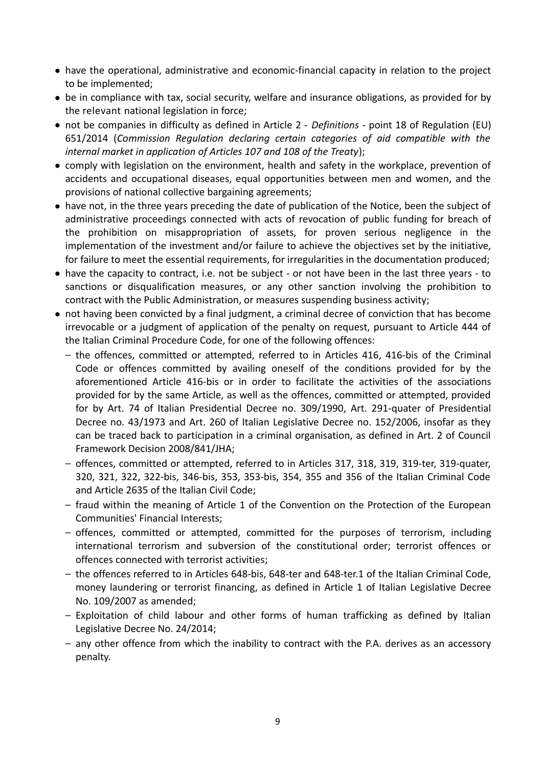- have the operational, administrative and economic-financial capacity in relation to the project to be implemented;
- be in compliance with tax, social security, welfare and insurance obligations, as provided for by the relevant national legislation in force;
- not be companies in difficulty as defined in Article 2 - *Definitions* - point 18 of Regulation (EU) 651/2014 (*Commission Regulation declaring certain categories of aid compatible with the internal market in application of Articles 107 and 108 of the Treaty*);
- comply with legislation on the environment, health and safety in the workplace, prevention of accidents and occupational diseases, equal opportunities between men and women, and the provisions of national collective bargaining agreements;
- have not, in the three years preceding the date of publication of the Notice, been the subject of administrative proceedings connected with acts of revocation of public funding for breach of the prohibition on misappropriation of assets, for proven serious negligence in the implementation of the investment and/or failure to achieve the objectives set by the initiative, for failure to meet the essential requirements, for irregularities in the documentation produced;
- have the capacity to contract, i.e. not be subject - or not have been in the last three years - to sanctions or disqualification measures, or any other sanction involving the prohibition to contract with the Public Administration, or measures suspending business activity;
- not having been convicted by a final judgment, a criminal decree of conviction that has become irrevocable or a judgment of application of the penalty on request, pursuant to Article 444 of the Italian Criminal Procedure Code, for one of the following offences:
  - the offences, committed or attempted, referred to in Articles 416, 416-bis of the Criminal Code or offences committed by availing oneself of the conditions provided for by the aforementioned Article 416-bis or in order to facilitate the activities of the associations provided for by the same Article, as well as the offences, committed or attempted, provided for by Art. 74 of Italian Presidential Decree no. 309/1990, Art. 291-quater of Presidential Decree no. 43/1973 and Art. 260 of Italian Legislative Decree no. 152/2006, insofar as they can be traced back to participation in a criminal organisation, as defined in Art. 2 of Council Framework Decision 2008/841/JHA;
  - offences, committed or attempted, referred to in Articles 317, 318, 319, 319-ter, 319-quater, 320, 321, 322, 322-bis, 346-bis, 353, 353-bis, 354, 355 and 356 of the Italian Criminal Code and Article 2635 of the Italian Civil Code;
  - fraud within the meaning of Article 1 of the Convention on the Protection of the European Communities' Financial Interests;
  - offences, committed or attempted, committed for the purposes of terrorism, including international terrorism and subversion of the constitutional order; terrorist offences or offences connected with terrorist activities;
  - the offences referred to in Articles 648-bis, 648-ter and 648-ter.1 of the Italian Criminal Code, money laundering or terrorist financing, as defined in Article 1 of Italian Legislative Decree No. 109/2007 as amended;
  - Exploitation of child labour and other forms of human trafficking as defined by Italian Legislative Decree No. 24/2014;
  - any other offence from which the inability to contract with the P.A. derives as an accessory penalty.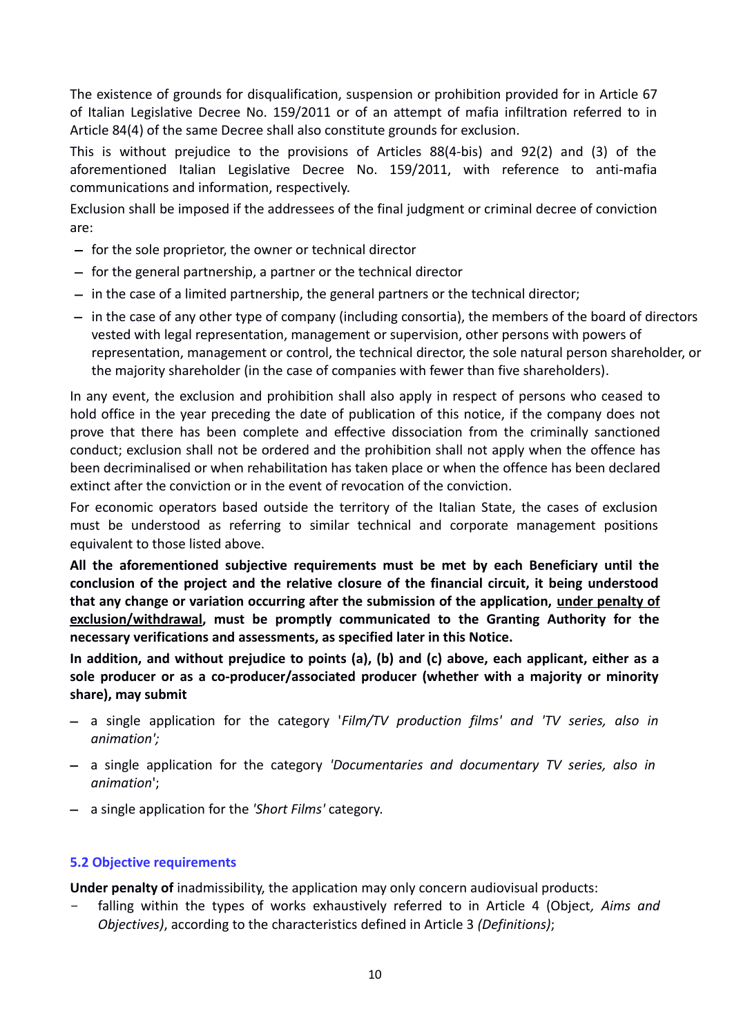The existence of grounds for disqualification, suspension or prohibition provided for in Article 67 of Italian Legislative Decree No. 159/2011 or of an attempt of mafia infiltration referred to in Article 84(4) of the same Decree shall also constitute grounds for exclusion.

This is without prejudice to the provisions of Articles 88(4-bis) and 92(2) and (3) of the aforementioned Italian Legislative Decree No. 159/2011, with reference to anti-mafia communications and information, respectively.

Exclusion shall be imposed if the addressees of the final judgment or criminal decree of conviction are:

- for the sole proprietor, the owner or technical director
- for the general partnership, a partner or the technical director
- in the case of a limited partnership, the general partners or the technical director;
- in the case of any other type of company (including consortia), the members of the board of directors vested with legal representation, management or supervision, other persons with powers of representation, management or control, the technical director, the sole natural person shareholder, or the majority shareholder (in the case of companies with fewer than five shareholders).

In any event, the exclusion and prohibition shall also apply in respect of persons who ceased to hold office in the year preceding the date of publication of this notice, if the company does not prove that there has been complete and effective dissociation from the criminally sanctioned conduct; exclusion shall not be ordered and the prohibition shall not apply when the offence has been decriminalised or when rehabilitation has taken place or when the offence has been declared extinct after the conviction or in the event of revocation of the conviction.

For economic operators based outside the territory of the Italian State, the cases of exclusion must be understood as referring to similar technical and corporate management positions equivalent to those listed above.

**All the aforementioned subjective requirements must be met by each Beneficiary until the conclusion of the project and the relative closure of the financial circuit, it being understood that any change or variation occurring after the submission of the application, <u>under penalty of exclusion/withdrawal</u>, must be promptly communicated to the Granting Authority for the necessary verifications and assessments, as specified later in this Notice.**

**In addition, and without prejudice to points (a), (b) and (c) above, each applicant, either as a sole producer or as a co-producer/associated producer (whether with a majority or minority share), may submit**

- a single application for the category '*Film/TV production films' and 'TV series, also in animation';*
- a single application for the category *'Documentaries and documentary TV series, also in animation*';
- a single application for the *'Short Films'* category.

### 5.2 Objective requirements

**Under penalty of** inadmissibility, the application may only concern audiovisual products:

- falling within the types of works exhaustively referred to in Article 4 (Object*, Aims and Objectives)*, according to the characteristics defined in Article 3 *(Definitions)*;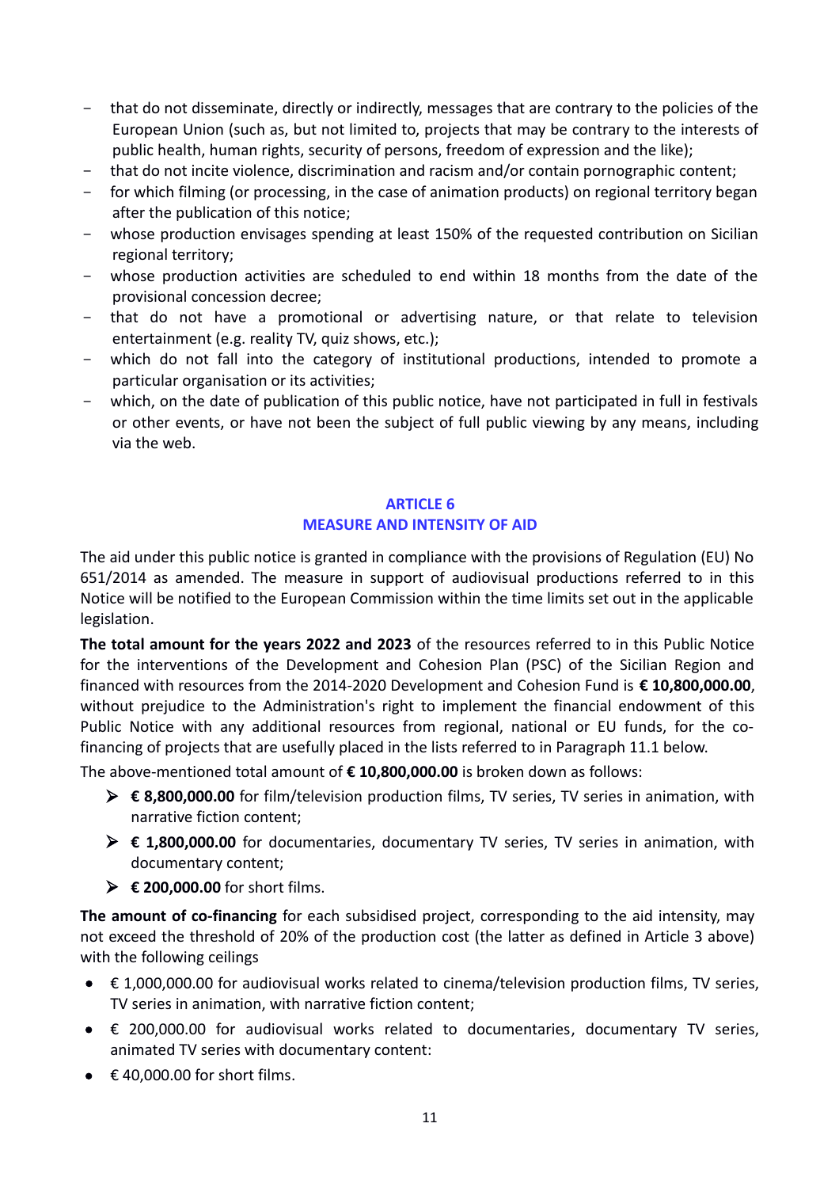- that do not disseminate, directly or indirectly, messages that are contrary to the policies of the European Union (such as, but not limited to, projects that may be contrary to the interests of public health, human rights, security of persons, freedom of expression and the like);
- that do not incite violence, discrimination and racism and/or contain pornographic content;
- for which filming (or processing, in the case of animation products) on regional territory began after the publication of this notice;
- whose production envisages spending at least 150% of the requested contribution on Sicilian regional territory;
- whose production activities are scheduled to end within 18 months from the date of the provisional concession decree;
- that do not have a promotional or advertising nature, or that relate to television entertainment (e.g. reality TV, quiz shows, etc.);
- which do not fall into the category of institutional productions, intended to promote a particular organisation or its activities;
- which, on the date of publication of this public notice, have not participated in full in festivals or other events, or have not been the subject of full public viewing by any means, including via the web.

## ARTICLE 6
## MEASURE AND INTENSITY OF AID

The aid under this public notice is granted in compliance with the provisions of Regulation (EU) No 651/2014 as amended. The measure in support of audiovisual productions referred to in this Notice will be notified to the European Commission within the time limits set out in the applicable legislation.

**The total amount for the years 2022 and 2023** of the resources referred to in this Public Notice for the interventions of the Development and Cohesion Plan (PSC) of the Sicilian Region and financed with resources from the 2014-2020 Development and Cohesion Fund is **€ 10,800,000.00**, without prejudice to the Administration's right to implement the financial endowment of this Public Notice with any additional resources from regional, national or EU funds, for the co-financing of projects that are usefully placed in the lists referred to in Paragraph 11.1 below.

The above-mentioned total amount of **€ 10,800,000.00** is broken down as follows:

- **€ 8,800,000.00** for film/television production films, TV series, TV series in animation, with narrative fiction content;
- **€ 1,800,000.00** for documentaries, documentary TV series, TV series in animation, with documentary content;
- **€ 200,000.00** for short films.

**The amount of co-financing** for each subsidised project, corresponding to the aid intensity, may not exceed the threshold of 20% of the production cost (the latter as defined in Article 3 above) with the following ceilings

- € 1,000,000.00 for audiovisual works related to cinema/television production films, TV series, TV series in animation, with narrative fiction content;
- € 200,000.00 for audiovisual works related to documentaries, documentary TV series, animated TV series with documentary content:
- € 40,000.00 for short films.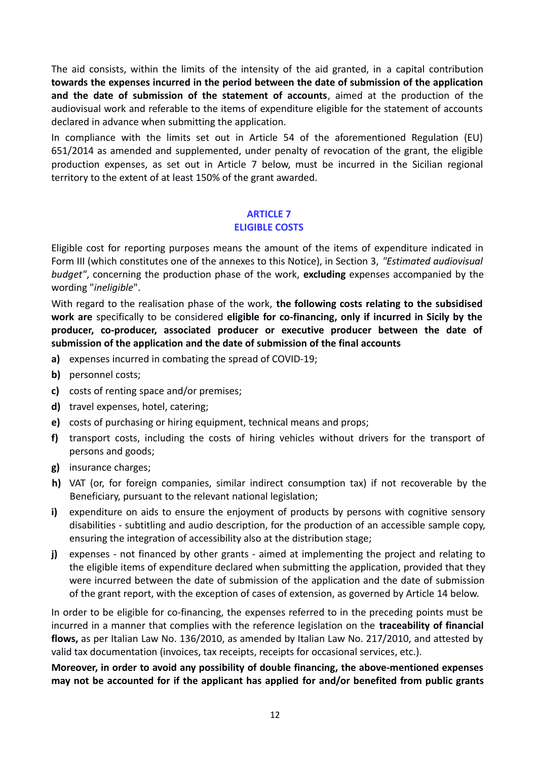The aid consists, within the limits of the intensity of the aid granted, in a capital contribution **towards the expenses incurred in the period between the date of submission of the application and the date of submission of the statement of accounts**, aimed at the production of the audiovisual work and referable to the items of expenditure eligible for the statement of accounts declared in advance when submitting the application.

In compliance with the limits set out in Article 54 of the aforementioned Regulation (EU) 651/2014 as amended and supplemented, under penalty of revocation of the grant, the eligible production expenses, as set out in Article 7 below, must be incurred in the Sicilian regional territory to the extent of at least 150% of the grant awarded.

## ARTICLE 7
## ELIGIBLE COSTS

Eligible cost for reporting purposes means the amount of the items of expenditure indicated in Form III (which constitutes one of the annexes to this Notice), in Section 3, *"Estimated audiovisual budget"*, concerning the production phase of the work, **excluding** expenses accompanied by the wording "*ineligible*".

With regard to the realisation phase of the work, **the following costs relating to the subsidised work are** specifically to be considered **eligible for co-financing, only if incurred in Sicily by the producer, co-producer, associated producer or executive producer between the date of submission of the application and the date of submission of the final accounts**

**a)** expenses incurred in combating the spread of COVID-19;

**b)** personnel costs;

**c)** costs of renting space and/or premises;

**d)** travel expenses, hotel, catering;

**e)** costs of purchasing or hiring equipment, technical means and props;

**f)** transport costs, including the costs of hiring vehicles without drivers for the transport of persons and goods;

**g)** insurance charges;

**h)** VAT (or, for foreign companies, similar indirect consumption tax) if not recoverable by the Beneficiary, pursuant to the relevant national legislation;

**i)** expenditure on aids to ensure the enjoyment of products by persons with cognitive sensory disabilities - subtitling and audio description, for the production of an accessible sample copy, ensuring the integration of accessibility also at the distribution stage;

**j)** expenses - not financed by other grants - aimed at implementing the project and relating to the eligible items of expenditure declared when submitting the application, provided that they were incurred between the date of submission of the application and the date of submission of the grant report, with the exception of cases of extension, as governed by Article 14 below.

In order to be eligible for co-financing, the expenses referred to in the preceding points must be incurred in a manner that complies with the reference legislation on the **traceability of financial flows,** as per Italian Law No. 136/2010, as amended by Italian Law No. 217/2010, and attested by valid tax documentation (invoices, tax receipts, receipts for occasional services, etc.).

**Moreover, in order to avoid any possibility of double financing, the above-mentioned expenses may not be accounted for if the applicant has applied for and/or benefited from public grants**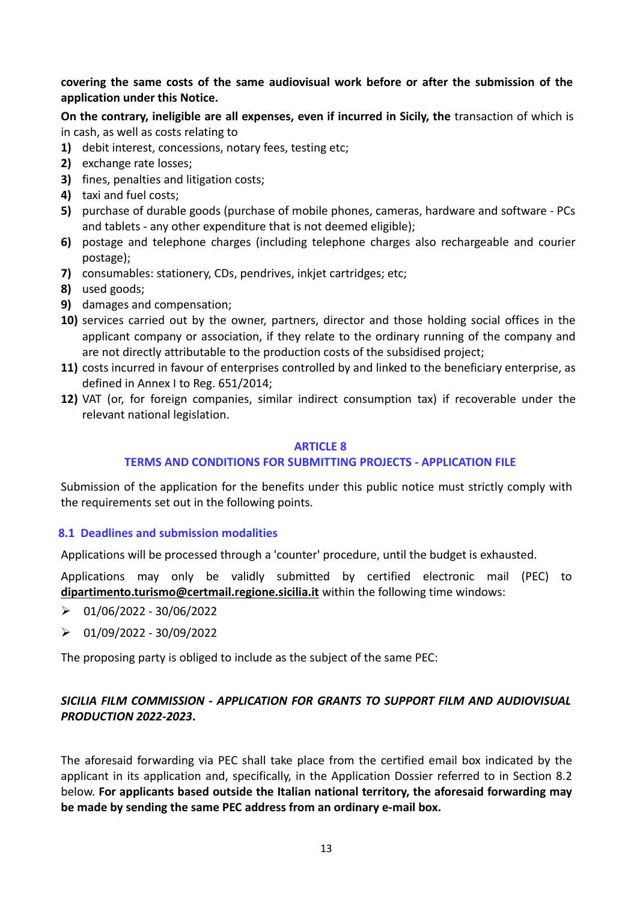**covering the same costs of the same audiovisual work before or after the submission of the application under this Notice.**

**On the contrary, ineligible are all expenses, even if incurred in Sicily, the** transaction of which is in cash, as well as costs relating to

1) debit interest, concessions, notary fees, testing etc;
2) exchange rate losses;
3) fines, penalties and litigation costs;
4) taxi and fuel costs;
5) purchase of durable goods (purchase of mobile phones, cameras, hardware and software - PCs and tablets - any other expenditure that is not deemed eligible);
6) postage and telephone charges (including telephone charges also rechargeable and courier postage);
7) consumables: stationery, CDs, pendrives, inkjet cartridges; etc;
8) used goods;
9) damages and compensation;
10) services carried out by the owner, partners, director and those holding social offices in the applicant company or association, if they relate to the ordinary running of the company and are not directly attributable to the production costs of the subsidised project;
11) costs incurred in favour of enterprises controlled by and linked to the beneficiary enterprise, as defined in Annex I to Reg. 651/2014;
12) VAT (or, for foreign companies, similar indirect consumption tax) if recoverable under the relevant national legislation.

## ARTICLE 8
## TERMS AND CONDITIONS FOR SUBMITTING PROJECTS - APPLICATION FILE

Submission of the application for the benefits under this public notice must strictly comply with the requirements set out in the following points.

### 8.1 Deadlines and submission modalities

Applications will be processed through a 'counter' procedure, until the budget is exhausted.

Applications may only be validly submitted by certified electronic mail (PEC) to **dipartimento.turismo@certmail.regione.sicilia.it** within the following time windows:

- 01/06/2022 - 30/06/2022
- 01/09/2022 - 30/09/2022

The proposing party is obliged to include as the subject of the same PEC:

***SICILIA FILM COMMISSION - APPLICATION FOR GRANTS TO SUPPORT FILM AND AUDIOVISUAL PRODUCTION 2022-2023*.**

The aforesaid forwarding via PEC shall take place from the certified email box indicated by the applicant in its application and, specifically, in the Application Dossier referred to in Section 8.2 below. **For applicants based outside the Italian national territory, the aforesaid forwarding may be made by sending the same PEC address from an ordinary e-mail box.**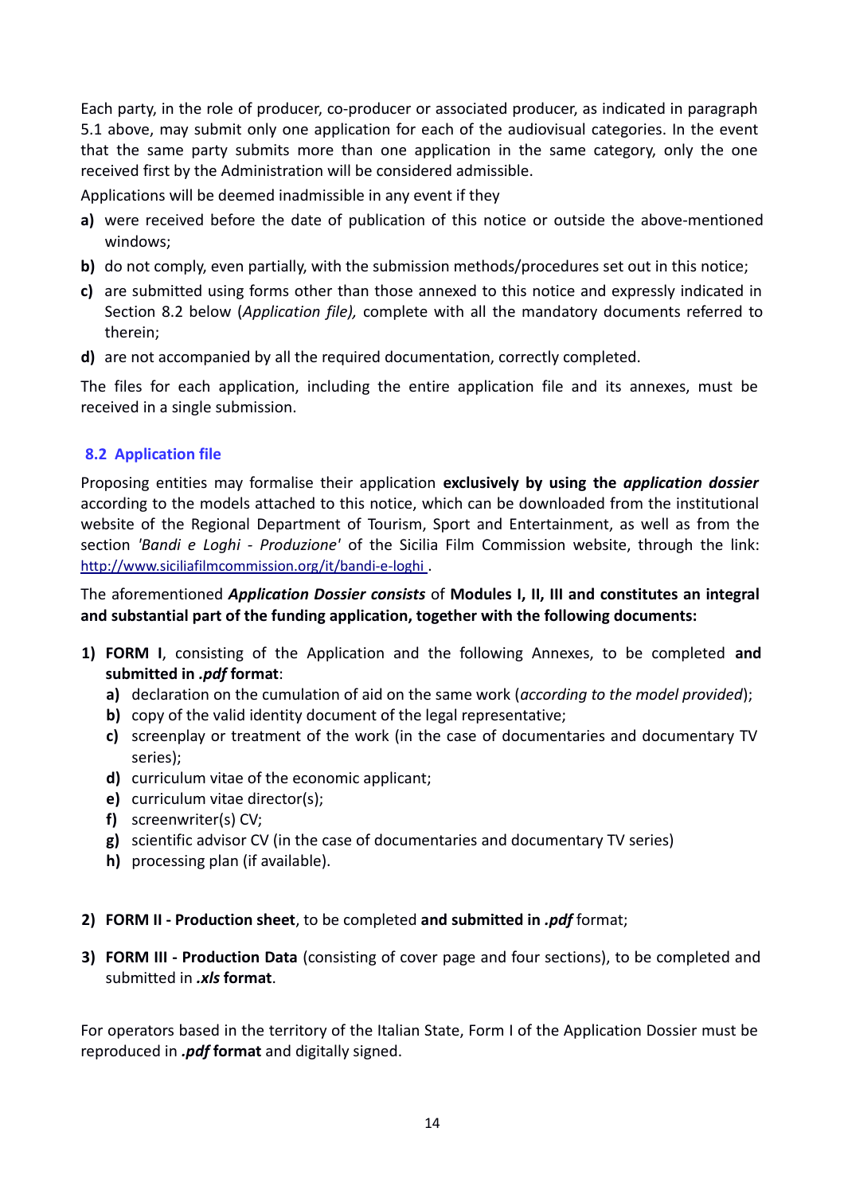Each party, in the role of producer, co-producer or associated producer, as indicated in paragraph 5.1 above, may submit only one application for each of the audiovisual categories. In the event that the same party submits more than one application in the same category, only the one received first by the Administration will be considered admissible.

Applications will be deemed inadmissible in any event if they

**a)** were received before the date of publication of this notice or outside the above-mentioned windows;

**b)** do not comply, even partially, with the submission methods/procedures set out in this notice;

**c)** are submitted using forms other than those annexed to this notice and expressly indicated in Section 8.2 below (*Application file),* complete with all the mandatory documents referred to therein;

**d)** are not accompanied by all the required documentation, correctly completed.

The files for each application, including the entire application file and its annexes, must be received in a single submission.

## 8.2 Application file

Proposing entities may formalise their application **exclusively by using the *application dossier*** according to the models attached to this notice, which can be downloaded from the institutional website of the Regional Department of Tourism, Sport and Entertainment, as well as from the section *'Bandi e Loghi - Produzione'* of the Sicilia Film Commission website, through the link: [http://www.siciliafilmcommission.org/it/bandi-e-loghi](http://www.siciliafilmcommission.org/it/bandi-e-loghi) .

The aforementioned ***Application Dossier consists*** of **Modules I, II, III and constitutes an integral and substantial part of the funding application, together with the following documents:**

1) **FORM I**, consisting of the Application and the following Annexes, to be completed **and submitted in *.pdf* format**:
   - **a)** declaration on the cumulation of aid on the same work (*according to the model provided*);
   - **b)** copy of the valid identity document of the legal representative;
   - **c)** screenplay or treatment of the work (in the case of documentaries and documentary TV series);
   - **d)** curriculum vitae of the economic applicant;
   - **e)** curriculum vitae director(s);
   - **f)** screenwriter(s) CV;
   - **g)** scientific advisor CV (in the case of documentaries and documentary TV series)
   - **h)** processing plan (if available).

2) **FORM II - Production sheet**, to be completed **and submitted in *.pdf*** format;

3) **FORM III - Production Data** (consisting of cover page and four sections), to be completed and submitted in ***.xls* format**.

For operators based in the territory of the Italian State, Form I of the Application Dossier must be reproduced in ***.pdf* format** and digitally signed.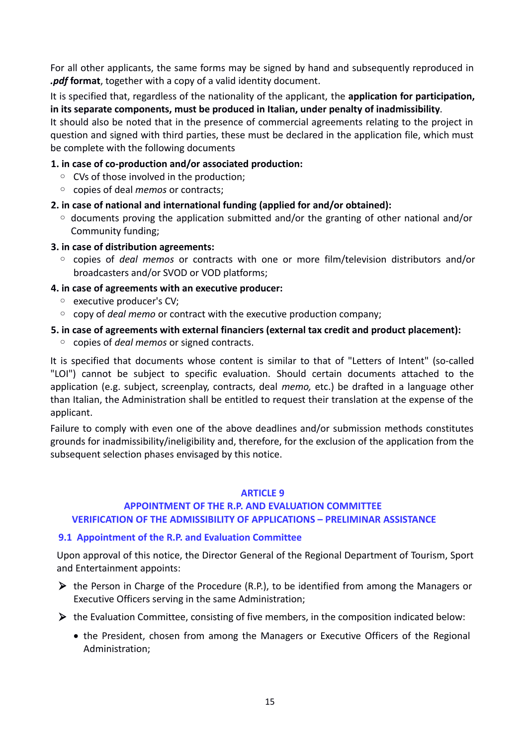For all other applicants, the same forms may be signed by hand and subsequently reproduced in ***.pdf* format**, together with a copy of a valid identity document.

It is specified that, regardless of the nationality of the applicant, the **application for participation, in its separate components, must be produced in Italian, under penalty of inadmissibility**.

It should also be noted that in the presence of commercial agreements relating to the project in question and signed with third parties, these must be declared in the application file, which must be complete with the following documents

**1. in case of co-production and/or associated production:**

- CVs of those involved in the production;
- copies of deal *memos* or contracts;

**2. in case of national and international funding (applied for and/or obtained):**

- documents proving the application submitted and/or the granting of other national and/or Community funding;

**3. in case of distribution agreements:**

- copies of *deal memos* or contracts with one or more film/television distributors and/or broadcasters and/or SVOD or VOD platforms;

**4. in case of agreements with an executive producer:**

- executive producer's CV;
- copy of *deal memo* or contract with the executive production company;

**5. in case of agreements with external financiers (external tax credit and product placement):**

- copies of *deal memos* or signed contracts.

It is specified that documents whose content is similar to that of "Letters of Intent" (so-called "LOI") cannot be subject to specific evaluation. Should certain documents attached to the application (e.g. subject, screenplay, contracts, deal *memo,* etc.) be drafted in a language other than Italian, the Administration shall be entitled to request their translation at the expense of the applicant.

Failure to comply with even one of the above deadlines and/or submission methods constitutes grounds for inadmissibility/ineligibility and, therefore, for the exclusion of the application from the subsequent selection phases envisaged by this notice.

## ARTICLE 9
## APPOINTMENT OF THE R.P. AND EVALUATION COMMITTEE
## VERIFICATION OF THE ADMISSIBILITY OF APPLICATIONS – PRELIMINAR ASSISTANCE

### 9.1 Appointment of the R.P. and Evaluation Committee

Upon approval of this notice, the Director General of the Regional Department of Tourism, Sport and Entertainment appoints:

- the Person in Charge of the Procedure (R.P.), to be identified from among the Managers or Executive Officers serving in the same Administration;
- the Evaluation Committee, consisting of five members, in the composition indicated below:
  - the President, chosen from among the Managers or Executive Officers of the Regional Administration;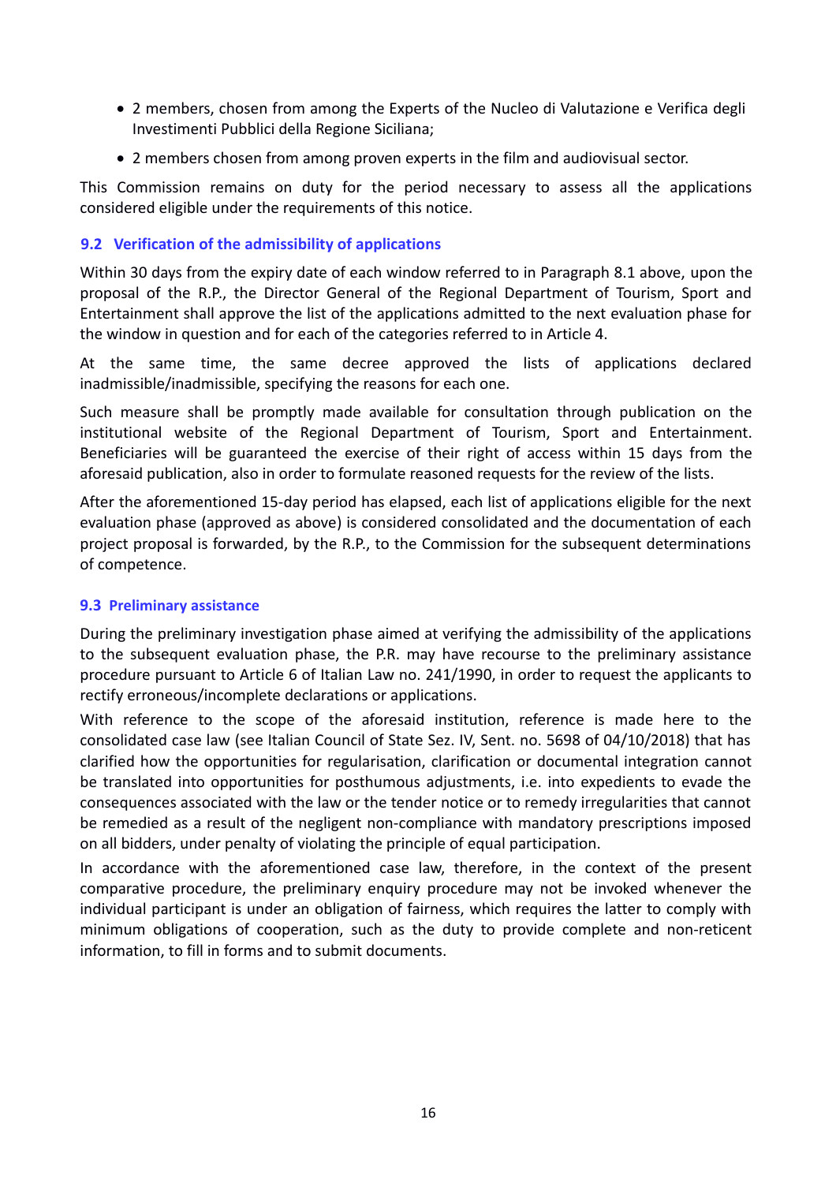- 2 members, chosen from among the Experts of the Nucleo di Valutazione e Verifica degli Investimenti Pubblici della Regione Siciliana;
- 2 members chosen from among proven experts in the film and audiovisual sector.

This Commission remains on duty for the period necessary to assess all the applications considered eligible under the requirements of this notice.

### 9.2 Verification of the admissibility of applications

Within 30 days from the expiry date of each window referred to in Paragraph 8.1 above, upon the proposal of the R.P., the Director General of the Regional Department of Tourism, Sport and Entertainment shall approve the list of the applications admitted to the next evaluation phase for the window in question and for each of the categories referred to in Article 4.

At the same time, the same decree approved the lists of applications declared inadmissible/inadmissible, specifying the reasons for each one.

Such measure shall be promptly made available for consultation through publication on the institutional website of the Regional Department of Tourism, Sport and Entertainment. Beneficiaries will be guaranteed the exercise of their right of access within 15 days from the aforesaid publication, also in order to formulate reasoned requests for the review of the lists.

After the aforementioned 15-day period has elapsed, each list of applications eligible for the next evaluation phase (approved as above) is considered consolidated and the documentation of each project proposal is forwarded, by the R.P., to the Commission for the subsequent determinations of competence.

### 9.3 Preliminary assistance

During the preliminary investigation phase aimed at verifying the admissibility of the applications to the subsequent evaluation phase, the P.R. may have recourse to the preliminary assistance procedure pursuant to Article 6 of Italian Law no. 241/1990, in order to request the applicants to rectify erroneous/incomplete declarations or applications.

With reference to the scope of the aforesaid institution, reference is made here to the consolidated case law (see Italian Council of State Sez. IV, Sent. no. 5698 of 04/10/2018) that has clarified how the opportunities for regularisation, clarification or documental integration cannot be translated into opportunities for posthumous adjustments, i.e. into expedients to evade the consequences associated with the law or the tender notice or to remedy irregularities that cannot be remedied as a result of the negligent non-compliance with mandatory prescriptions imposed on all bidders, under penalty of violating the principle of equal participation.

In accordance with the aforementioned case law, therefore, in the context of the present comparative procedure, the preliminary enquiry procedure may not be invoked whenever the individual participant is under an obligation of fairness, which requires the latter to comply with minimum obligations of cooperation, such as the duty to provide complete and non-reticent information, to fill in forms and to submit documents.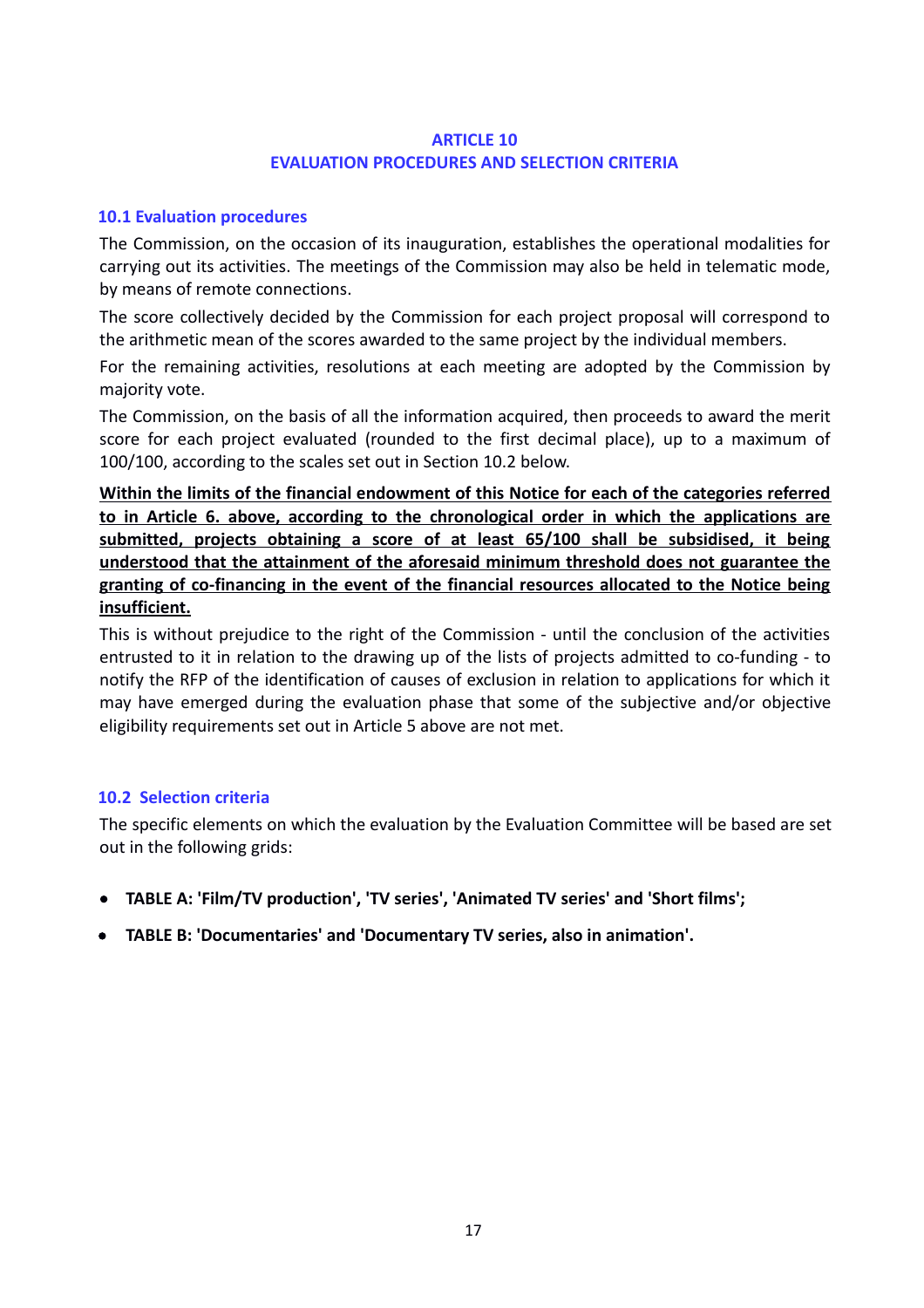## ARTICLE 10
## EVALUATION PROCEDURES AND SELECTION CRITERIA

### 10.1 Evaluation procedures

The Commission, on the occasion of its inauguration, establishes the operational modalities for carrying out its activities. The meetings of the Commission may also be held in telematic mode, by means of remote connections.

The score collectively decided by the Commission for each project proposal will correspond to the arithmetic mean of the scores awarded to the same project by the individual members.

For the remaining activities, resolutions at each meeting are adopted by the Commission by majority vote.

The Commission, on the basis of all the information acquired, then proceeds to award the merit score for each project evaluated (rounded to the first decimal place), up to a maximum of 100/100, according to the scales set out in Section 10.2 below.

**Within the limits of the financial endowment of this Notice for each of the categories referred to in Article 6. above, according to the chronological order in which the applications are submitted, projects obtaining a score of at least 65/100 shall be subsidised, it being understood that the attainment of the aforesaid minimum threshold does not guarantee the granting of co-financing in the event of the financial resources allocated to the Notice being insufficient.**

This is without prejudice to the right of the Commission - until the conclusion of the activities entrusted to it in relation to the drawing up of the lists of projects admitted to co-funding - to notify the RFP of the identification of causes of exclusion in relation to applications for which it may have emerged during the evaluation phase that some of the subjective and/or objective eligibility requirements set out in Article 5 above are not met.

### 10.2 Selection criteria

The specific elements on which the evaluation by the Evaluation Committee will be based are set out in the following grids:

- **TABLE A: 'Film/TV production', 'TV series', 'Animated TV series' and 'Short films';**
- **TABLE B: 'Documentaries' and 'Documentary TV series, also in animation'.**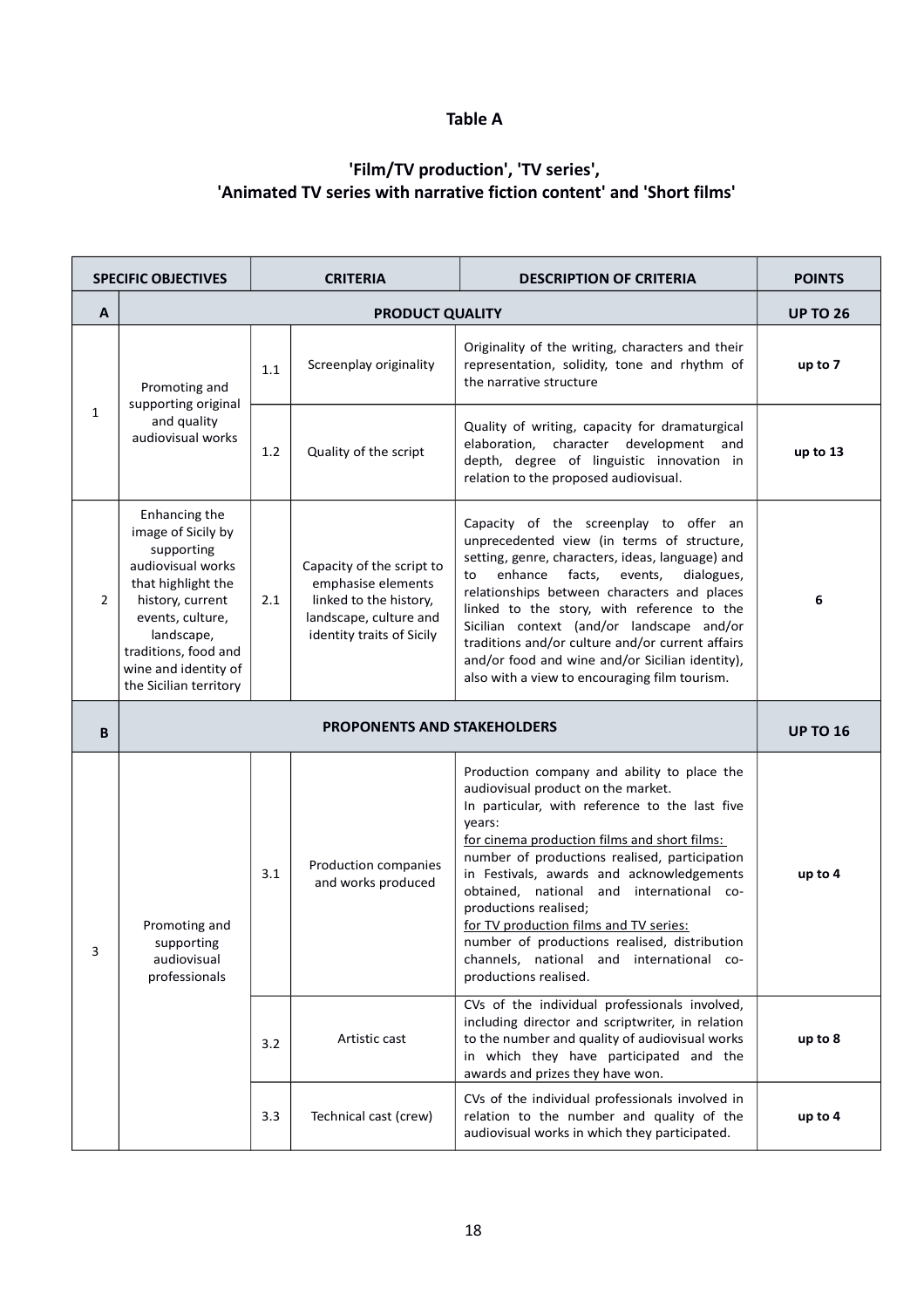# Table A

## 'Film/TV production', 'TV series', 'Animated TV series with narrative fiction content' and 'Short films'

| SPECIFIC OBJECTIVES | | CRITERIA | | DESCRIPTION OF CRITERIA | POINTS |
|---|---|---|---|---|---|
| **A** | **PRODUCT QUALITY** | | | | **UP TO 26** |
| 1 | Promoting and supporting original and quality audiovisual works | 1.1 | Screenplay originality | Originality of the writing, characters and their representation, solidity, tone and rhythm of the narrative structure | **up to 7** |
| | | 1.2 | Quality of the script | Quality of writing, capacity for dramaturgical elaboration, character development and depth, degree of linguistic innovation in relation to the proposed audiovisual. | **up to 13** |
| 2 | Enhancing the image of Sicily by supporting audiovisual works that highlight the history, current events, culture, landscape, traditions, food and wine and identity of the Sicilian territory | 2.1 | Capacity of the script to emphasise elements linked to the history, landscape, culture and identity traits of Sicily | Capacity of the screenplay to offer an unprecedented view (in terms of structure, setting, genre, characters, ideas, language) and to enhance facts, events, dialogues, relationships between characters and places linked to the story, with reference to the Sicilian context (and/or landscape and/or traditions and/or culture and/or current affairs and/or food and wine and/or Sicilian identity), also with a view to encouraging film tourism. | **6** |
| **B** | **PROPONENTS AND STAKEHOLDERS** | | | | **UP TO 16** |
| 3 | Promoting and supporting audiovisual professionals | 3.1 | Production companies and works produced | Production company and ability to place the audiovisual product on the market. In particular, with reference to the last five years: <u>for cinema production films and short films:</u> number of productions realised, participation in Festivals, awards and acknowledgements obtained, national and international co-productions realised; <u>for TV production films and TV series:</u> number of productions realised, distribution channels, national and international co-productions realised. | **up to 4** |
| | | 3.2 | Artistic cast | CVs of the individual professionals involved, including director and scriptwriter, in relation to the number and quality of audiovisual works in which they have participated and the awards and prizes they have won. | **up to 8** |
| | | 3.3 | Technical cast (crew) | CVs of the individual professionals involved in relation to the number and quality of the audiovisual works in which they participated. | **up to 4** |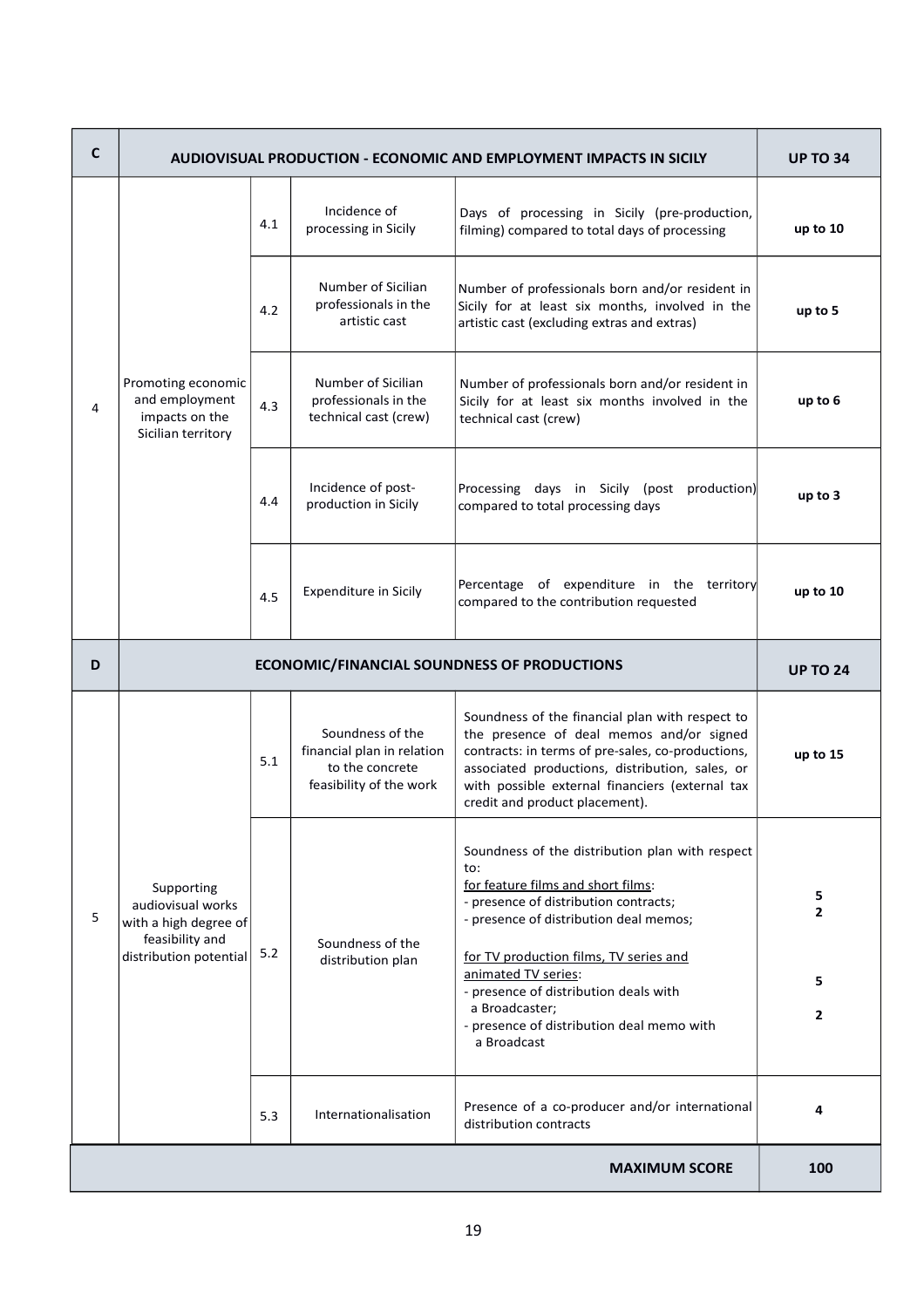| C | AUDIOVISUAL PRODUCTION - ECONOMIC AND EMPLOYMENT IMPACTS IN SICILY | | | | UP TO 34 |
|---|---|---|---|---|---|
| 4 | Promoting economic and employment impacts on the Sicilian territory | 4.1 | Incidence of processing in Sicily | Days of processing in Sicily (pre-production, filming) compared to total days of processing | **up to 10** |
| | | 4.2 | Number of Sicilian professionals in the artistic cast | Number of professionals born and/or resident in Sicily for at least six months, involved in the artistic cast (excluding extras and extras) | **up to 5** |
| | | 4.3 | Number of Sicilian professionals in the technical cast (crew) | Number of professionals born and/or resident in Sicily for at least six months involved in the technical cast (crew) | **up to 6** |
| | | 4.4 | Incidence of post-production in Sicily | Processing days in Sicily (post production) compared to total processing days | **up to 3** |
| | | 4.5 | Expenditure in Sicily | Percentage of expenditure in the territory compared to the contribution requested | **up to 10** |
| **D** | **ECONOMIC/FINANCIAL SOUNDNESS OF PRODUCTIONS** | | | | **UP TO 24** |
| 5 | Supporting audiovisual works with a high degree of feasibility and distribution potential | 5.1 | Soundness of the financial plan in relation to the concrete feasibility of the work | Soundness of the financial plan with respect to the presence of deal memos and/or signed contracts: in terms of pre-sales, co-productions, associated productions, distribution, sales, or with possible external financiers (external tax credit and product placement). | **up to 15** |
| | | 5.2 | Soundness of the distribution plan | Soundness of the distribution plan with respect to:<br>for feature films and short films:<br>- presence of distribution contracts;<br>- presence of distribution deal memos;<br><br>for TV production films, TV series and animated TV series:<br>- presence of distribution deals with a Broadcaster;<br>- presence of distribution deal memo with a Broadcast | <br><br>**5**<br>**2**<br><br><br>**5**<br>**2** |
| | | 5.3 | Internationalisation | Presence of a co-producer and/or international distribution contracts | **4** |
| | | | | **MAXIMUM SCORE** | **100** |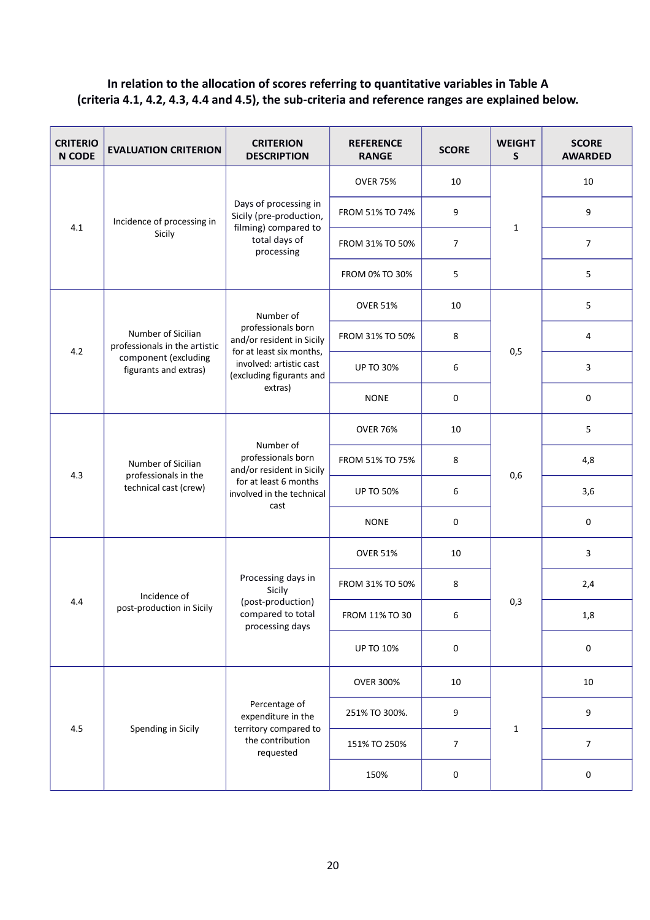**In relation to the allocation of scores referring to quantitative variables in Table A (criteria 4.1, 4.2, 4.3, 4.4 and 4.5), the sub-criteria and reference ranges are explained below.**

| CRITERION CODE | EVALUATION CRITERION | CRITERION DESCRIPTION | REFERENCE RANGE | SCORE | WEIGHTS | SCORE AWARDED |
|---|---|---|---|---|---|---|
| 4.1 | Incidence of processing in Sicily | Days of processing in Sicily (pre-production, filming) compared to total days of processing | OVER 75% | 10 | 1 | 10 |
| | | | FROM 51% TO 74% | 9 | | 9 |
| | | | FROM 31% TO 50% | 7 | | 7 |
| | | | FROM 0% TO 30% | 5 | | 5 |
| 4.2 | Number of Sicilian professionals in the artistic component (excluding figurants and extras) | Number of professionals born and/or resident in Sicily for at least six months, involved: artistic cast (excluding figurants and extras) | OVER 51% | 10 | 0,5 | 5 |
| | | | FROM 31% TO 50% | 8 | | 4 |
| | | | UP TO 30% | 6 | | 3 |
| | | | NONE | 0 | | 0 |
| 4.3 | Number of Sicilian professionals in the technical cast (crew) | Number of professionals born and/or resident in Sicily for at least 6 months involved in the technical cast | OVER 76% | 10 | 0,6 | 5 |
| | | | FROM 51% TO 75% | 8 | | 4,8 |
| | | | UP TO 50% | 6 | | 3,6 |
| | | | NONE | 0 | | 0 |
| 4.4 | Incidence of post-production in Sicily | Processing days in Sicily (post-production) compared to total processing days | OVER 51% | 10 | 0,3 | 3 |
| | | | FROM 31% TO 50% | 8 | | 2,4 |
| | | | FROM 11% TO 30 | 6 | | 1,8 |
| | | | UP TO 10% | 0 | | 0 |
| 4.5 | Spending in Sicily | Percentage of expenditure in the territory compared to the contribution requested | OVER 300% | 10 | 1 | 10 |
| | | | 251% TO 300%. | 9 | | 9 |
| | | | 151% TO 250% | 7 | | 7 |
| | | | 150% | 0 | | 0 |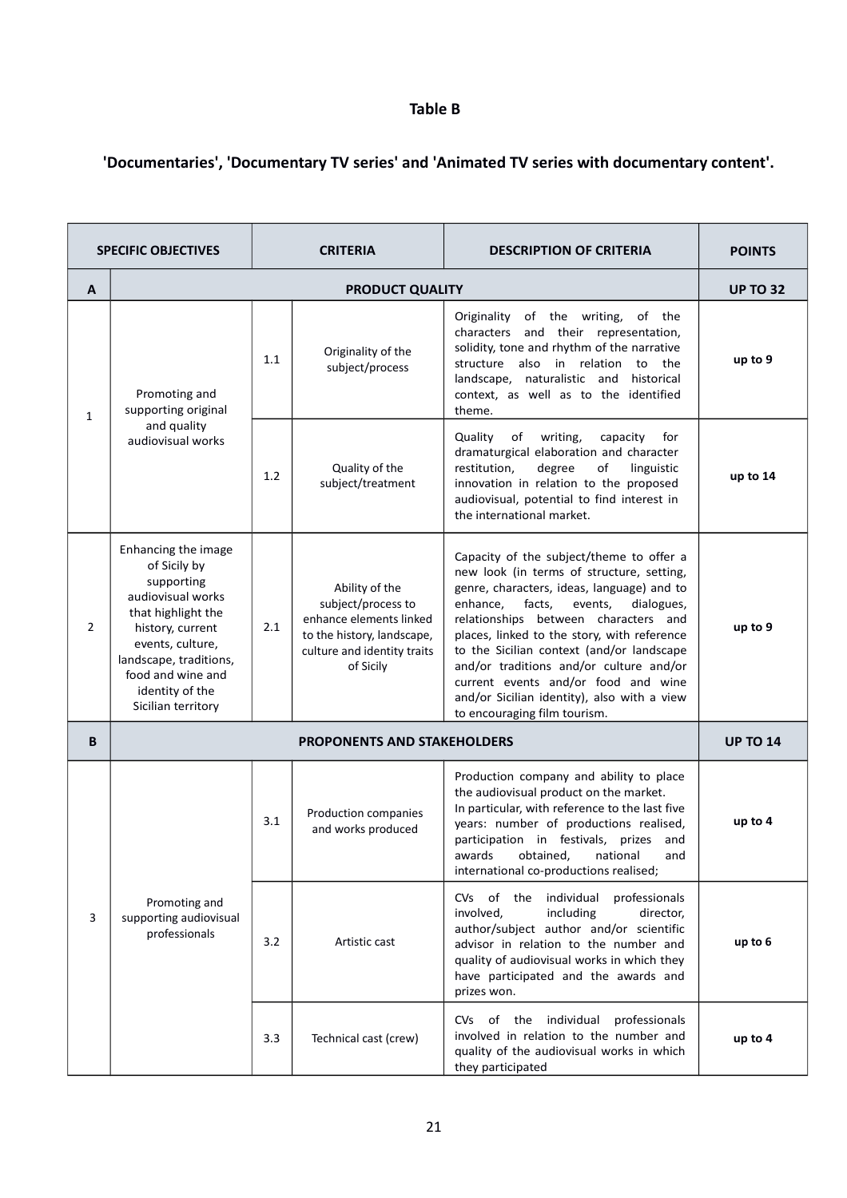**Table B**

**'Documentaries', 'Documentary TV series' and 'Animated TV series with documentary content'.**

| SPECIFIC OBJECTIVES | | CRITERIA | | DESCRIPTION OF CRITERIA | POINTS |
|---|---|---|---|---|---|
| **A** | **PRODUCT QUALITY** | | | | **UP TO 32** |
| 1 | Promoting and supporting original and quality audiovisual works | 1.1 | Originality of the subject/process | Originality of the writing, of the characters and their representation, solidity, tone and rhythm of the narrative structure also in relation to the landscape, naturalistic and historical context, as well as to the identified theme. | **up to 9** |
| | | 1.2 | Quality of the subject/treatment | Quality of writing, capacity for dramaturgical elaboration and character restitution, degree of linguistic innovation in relation to the proposed audiovisual, potential to find interest in the international market. | **up to 14** |
| 2 | Enhancing the image of Sicily by supporting audiovisual works that highlight the history, current events, culture, landscape, traditions, food and wine and identity of the Sicilian territory | 2.1 | Ability of the subject/process to enhance elements linked to the history, landscape, culture and identity traits of Sicily | Capacity of the subject/theme to offer a new look (in terms of structure, setting, genre, characters, ideas, language) and to enhance, facts, events, dialogues, relationships between characters and places, linked to the story, with reference to the Sicilian context (and/or landscape and/or traditions and/or culture and/or current events and/or food and wine and/or Sicilian identity), also with a view to encouraging film tourism. | **up to 9** |
| **B** | **PROPONENTS AND STAKEHOLDERS** | | | | **UP TO 14** |
| 3 | Promoting and supporting audiovisual professionals | 3.1 | Production companies and works produced | Production company and ability to place the audiovisual product on the market. In particular, with reference to the last five years: number of productions realised, participation in festivals, prizes and awards obtained, national and international co-productions realised; | **up to 4** |
| | | 3.2 | Artistic cast | CVs of the individual professionals involved, including director, author/subject author and/or scientific advisor in relation to the number and quality of audiovisual works in which they have participated and the awards and prizes won. | **up to 6** |
| | | 3.3 | Technical cast (crew) | CVs of the individual professionals involved in relation to the number and quality of the audiovisual works in which they participated | **up to 4** |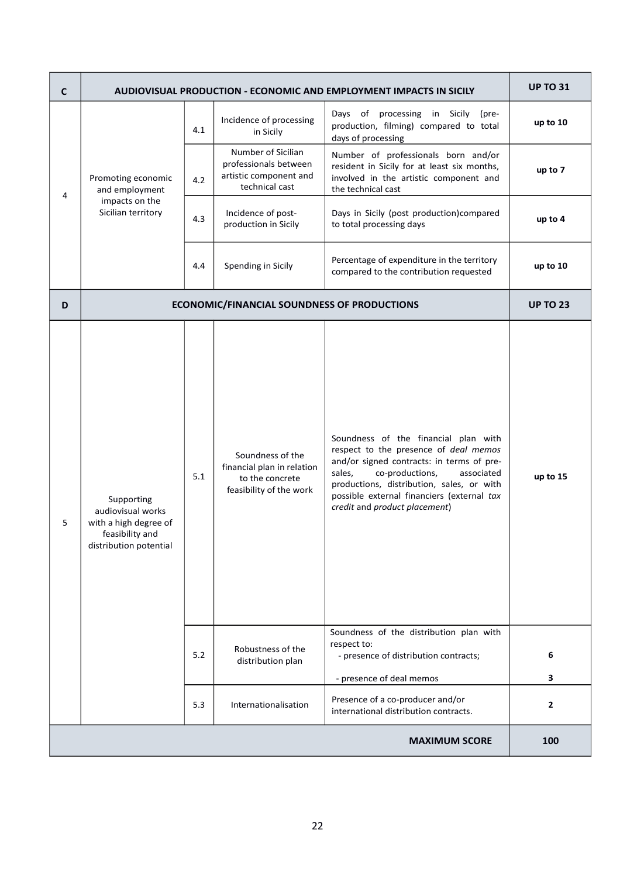| C | AUDIOVISUAL PRODUCTION - ECONOMIC AND EMPLOYMENT IMPACTS IN SICILY | | | | UP TO 31 |
|---|---|---|---|---|---|
| 4 | Promoting economic and employment impacts on the Sicilian territory | 4.1 | Incidence of processing in Sicily | Days of processing in Sicily (pre-production, filming) compared to total days of processing | up to 10 |
| | | 4.2 | Number of Sicilian professionals between artistic component and technical cast | Number of professionals born and/or resident in Sicily for at least six months, involved in the artistic component and the technical cast | up to 7 |
| | | 4.3 | Incidence of post-production in Sicily | Days in Sicily (post production)compared to total processing days | up to 4 |
| | | 4.4 | Spending in Sicily | Percentage of expenditure in the territory compared to the contribution requested | up to 10 |
| **D** | **ECONOMIC/FINANCIAL SOUNDNESS OF PRODUCTIONS** | | | | **UP TO 23** |
| 5 | Supporting audiovisual works with a high degree of feasibility and distribution potential | 5.1 | Soundness of the financial plan in relation to the concrete feasibility of the work | Soundness of the financial plan with respect to the presence of *deal memos* and/or signed contracts: in terms of pre-sales, co-productions, associated productions, distribution, sales, or with possible external financiers (external *tax credit* and *product placement*) | up to 15 |
| | | 5.2 | Robustness of the distribution plan | Soundness of the distribution plan with respect to:<br>- presence of distribution contracts;<br>- presence of deal memos | 6<br>3 |
| | | 5.3 | Internationalisation | Presence of a co-producer and/or international distribution contracts. | 2 |
| | | | | **MAXIMUM SCORE** | **100** |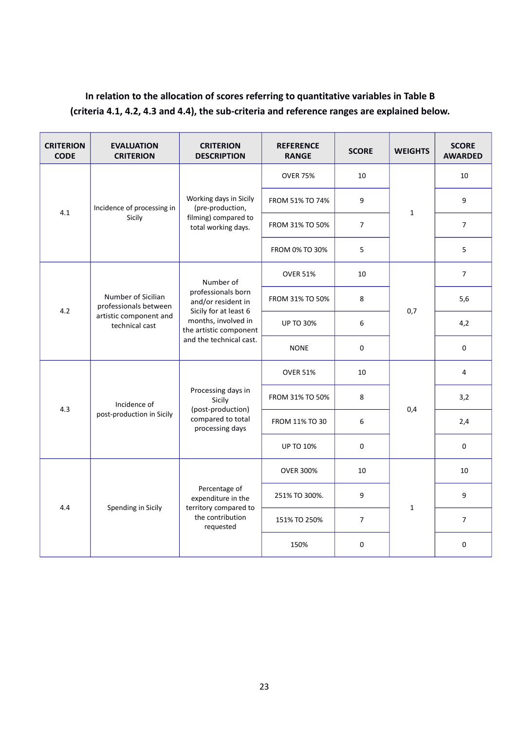**In relation to the allocation of scores referring to quantitative variables in Table B (criteria 4.1, 4.2, 4.3 and 4.4), the sub-criteria and reference ranges are explained below.**

| CRITERION CODE | EVALUATION CRITERION | CRITERION DESCRIPTION | REFERENCE RANGE | SCORE | WEIGHTS | SCORE AWARDED |
|---|---|---|---|---|---|---|
| 4.1 | Incidence of processing in Sicily | Working days in Sicily (pre-production, filming) compared to total working days. | OVER 75% | 10 | 1 | 10 |
| | | | FROM 51% TO 74% | 9 | | 9 |
| | | | FROM 31% TO 50% | 7 | | 7 |
| | | | FROM 0% TO 30% | 5 | | 5 |
| 4.2 | Number of Sicilian professionals between artistic component and technical cast | Number of professionals born and/or resident in Sicily for at least 6 months, involved in the artistic component and the technical cast. | OVER 51% | 10 | 0,7 | 7 |
| | | | FROM 31% TO 50% | 8 | | 5,6 |
| | | | UP TO 30% | 6 | | 4,2 |
| | | | NONE | 0 | | 0 |
| 4.3 | Incidence of post-production in Sicily | Processing days in Sicily (post-production) compared to total processing days | OVER 51% | 10 | 0,4 | 4 |
| | | | FROM 31% TO 50% | 8 | | 3,2 |
| | | | FROM 11% TO 30 | 6 | | 2,4 |
| | | | UP TO 10% | 0 | | 0 |
| 4.4 | Spending in Sicily | Percentage of expenditure in the territory compared to the contribution requested | OVER 300% | 10 | 1 | 10 |
| | | | 251% TO 300%. | 9 | | 9 |
| | | | 151% TO 250% | 7 | | 7 |
| | | | 150% | 0 | | 0 |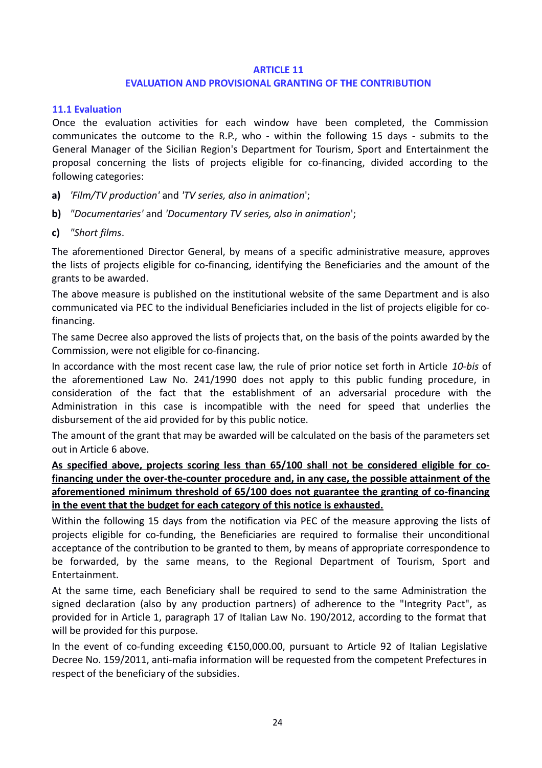## ARTICLE 11
## EVALUATION AND PROVISIONAL GRANTING OF THE CONTRIBUTION

### 11.1 Evaluation

Once the evaluation activities for each window have been completed, the Commission communicates the outcome to the R.P., who - within the following 15 days - submits to the General Manager of the Sicilian Region's Department for Tourism, Sport and Entertainment the proposal concerning the lists of projects eligible for co-financing, divided according to the following categories:

- **a)** *'Film/TV production'* and *'TV series, also in animation*';
- **b)** *"Documentaries'* and *'Documentary TV series, also in animation*';
- **c)** *"Short films*.

The aforementioned Director General, by means of a specific administrative measure, approves the lists of projects eligible for co-financing, identifying the Beneficiaries and the amount of the grants to be awarded.

The above measure is published on the institutional website of the same Department and is also communicated via PEC to the individual Beneficiaries included in the list of projects eligible for co-financing.

The same Decree also approved the lists of projects that, on the basis of the points awarded by the Commission, were not eligible for co-financing.

In accordance with the most recent case law, the rule of prior notice set forth in Article *10-bis* of the aforementioned Law No. 241/1990 does not apply to this public funding procedure, in consideration of the fact that the establishment of an adversarial procedure with the Administration in this case is incompatible with the need for speed that underlies the disbursement of the aid provided for by this public notice.

The amount of the grant that may be awarded will be calculated on the basis of the parameters set out in Article 6 above.

**As specified above, projects scoring less than 65/100 shall not be considered eligible for co-financing under the over-the-counter procedure and, in any case, the possible attainment of the aforementioned minimum threshold of 65/100 does not guarantee the granting of co-financing in the event that the budget for each category of this notice is exhausted.**

Within the following 15 days from the notification via PEC of the measure approving the lists of projects eligible for co-funding, the Beneficiaries are required to formalise their unconditional acceptance of the contribution to be granted to them, by means of appropriate correspondence to be forwarded, by the same means, to the Regional Department of Tourism, Sport and Entertainment.

At the same time, each Beneficiary shall be required to send to the same Administration the signed declaration (also by any production partners) of adherence to the "Integrity Pact", as provided for in Article 1, paragraph 17 of Italian Law No. 190/2012, according to the format that will be provided for this purpose.

In the event of co-funding exceeding €150,000.00, pursuant to Article 92 of Italian Legislative Decree No. 159/2011, anti-mafia information will be requested from the competent Prefectures in respect of the beneficiary of the subsidies.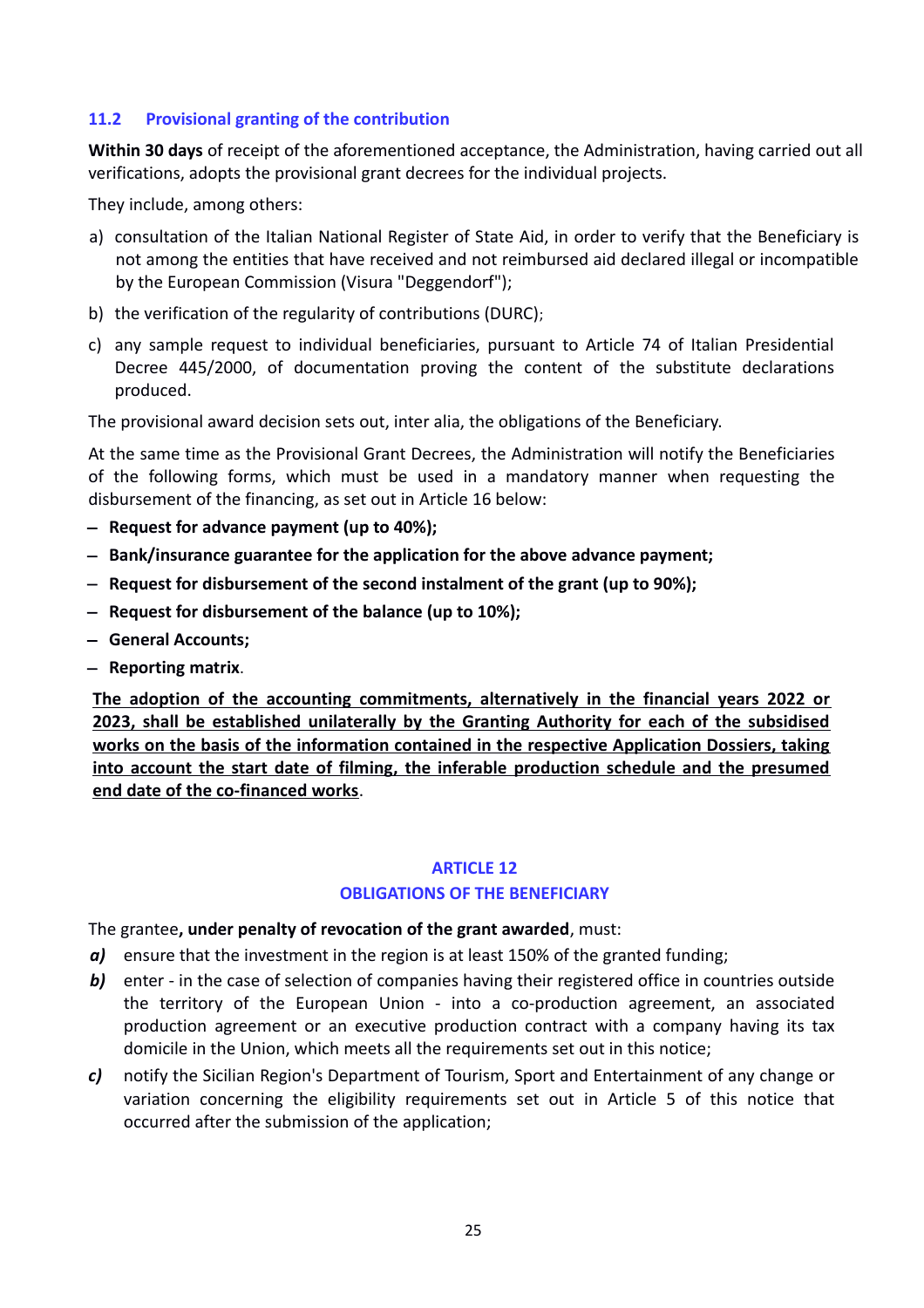### 11.2 Provisional granting of the contribution

**Within 30 days** of receipt of the aforementioned acceptance, the Administration, having carried out all verifications, adopts the provisional grant decrees for the individual projects.

They include, among others:

a) consultation of the Italian National Register of State Aid, in order to verify that the Beneficiary is not among the entities that have received and not reimbursed aid declared illegal or incompatible by the European Commission (Visura "Deggendorf");

b) the verification of the regularity of contributions (DURC);

c) any sample request to individual beneficiaries, pursuant to Article 74 of Italian Presidential Decree 445/2000, of documentation proving the content of the substitute declarations produced.

The provisional award decision sets out, inter alia, the obligations of the Beneficiary.

At the same time as the Provisional Grant Decrees, the Administration will notify the Beneficiaries of the following forms, which must be used in a mandatory manner when requesting the disbursement of the financing, as set out in Article 16 below:

- **Request for advance payment (up to 40%);**
- **Bank/insurance guarantee for the application for the above advance payment;**
- **Request for disbursement of the second instalment of the grant (up to 90%);**
- **Request for disbursement of the balance (up to 10%);**
- **General Accounts;**
- **Reporting matrix**.

<u>**The adoption of the accounting commitments, alternatively in the financial years 2022 or 2023, shall be established unilaterally by the Granting Authority for each of the subsidised works on the basis of the information contained in the respective Application Dossiers, taking into account the start date of filming, the inferable production schedule and the presumed end date of the co-financed works**</u>.

## ARTICLE 12
## OBLIGATIONS OF THE BENEFICIARY

The grantee**, under penalty of revocation of the grant awarded**, must:

***a)*** ensure that the investment in the region is at least 150% of the granted funding;

***b)*** enter - in the case of selection of companies having their registered office in countries outside the territory of the European Union - into a co-production agreement, an associated production agreement or an executive production contract with a company having its tax domicile in the Union, which meets all the requirements set out in this notice;

***c)*** notify the Sicilian Region's Department of Tourism, Sport and Entertainment of any change or variation concerning the eligibility requirements set out in Article 5 of this notice that occurred after the submission of the application;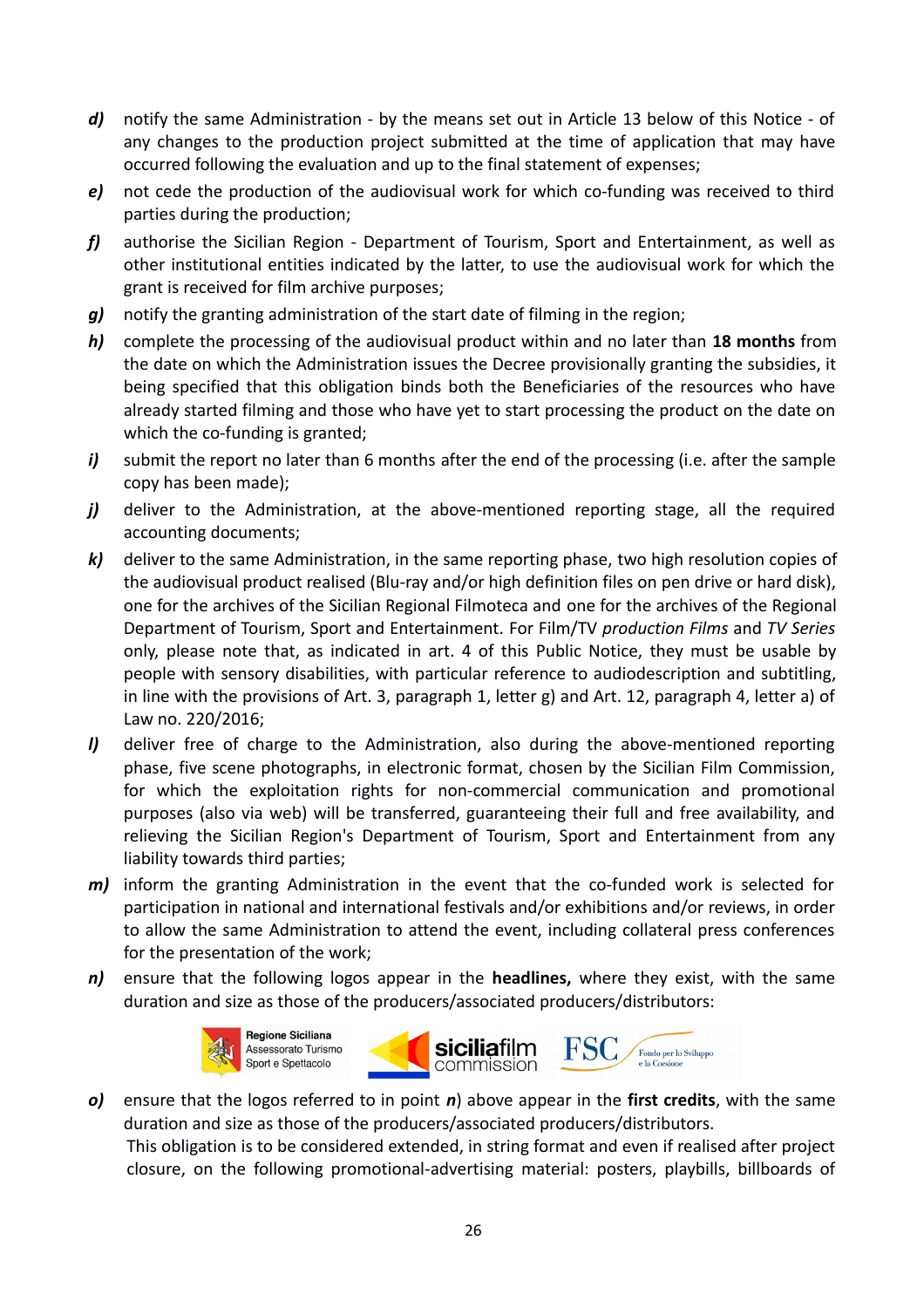- ***d)*** notify the same Administration - by the means set out in Article 13 below of this Notice - of any changes to the production project submitted at the time of application that may have occurred following the evaluation and up to the final statement of expenses;
- ***e)*** not cede the production of the audiovisual work for which co-funding was received to third parties during the production;
- ***f)*** authorise the Sicilian Region - Department of Tourism, Sport and Entertainment, as well as other institutional entities indicated by the latter, to use the audiovisual work for which the grant is received for film archive purposes;
- ***g)*** notify the granting administration of the start date of filming in the region;
- ***h)*** complete the processing of the audiovisual product within and no later than **18 months** from the date on which the Administration issues the Decree provisionally granting the subsidies, it being specified that this obligation binds both the Beneficiaries of the resources who have already started filming and those who have yet to start processing the product on the date on which the co-funding is granted;
- ***i)*** submit the report no later than 6 months after the end of the processing (i.e. after the sample copy has been made);
- ***j)*** deliver to the Administration, at the above-mentioned reporting stage, all the required accounting documents;
- ***k)*** deliver to the same Administration, in the same reporting phase, two high resolution copies of the audiovisual product realised (Blu-ray and/or high definition files on pen drive or hard disk), one for the archives of the Sicilian Regional Filmoteca and one for the archives of the Regional Department of Tourism, Sport and Entertainment. For Film/TV *production Films* and *TV Series* only, please note that, as indicated in art. 4 of this Public Notice, they must be usable by people with sensory disabilities, with particular reference to audiodescription and subtitling, in line with the provisions of Art. 3, paragraph 1, letter g) and Art. 12, paragraph 4, letter a) of Law no. 220/2016;
- ***l)*** deliver free of charge to the Administration, also during the above-mentioned reporting phase, five scene photographs, in electronic format, chosen by the Sicilian Film Commission, for which the exploitation rights for non-commercial communication and promotional purposes (also via web) will be transferred, guaranteeing their full and free availability, and relieving the Sicilian Region's Department of Tourism, Sport and Entertainment from any liability towards third parties;
- ***m)*** inform the granting Administration in the event that the co-funded work is selected for participation in national and international festivals and/or exhibitions and/or reviews, in order to allow the same Administration to attend the event, including collateral press conferences for the presentation of the work;
- ***n)*** ensure that the following logos appear in the **headlines,** where they exist, with the same duration and size as those of the producers/associated producers/distributors:

  Regione Siciliana Assessorato Turismo Sport e Spettacolo — siciliafilm commission — FSC Fondo per lo Sviluppo e la Coesione

- ***o)*** ensure that the logos referred to in point ***n***) above appear in the **first credits**, with the same duration and size as those of the producers/associated producers/distributors.
  This obligation is to be considered extended, in string format and even if realised after project closure, on the following promotional-advertising material: posters, playbills, billboards of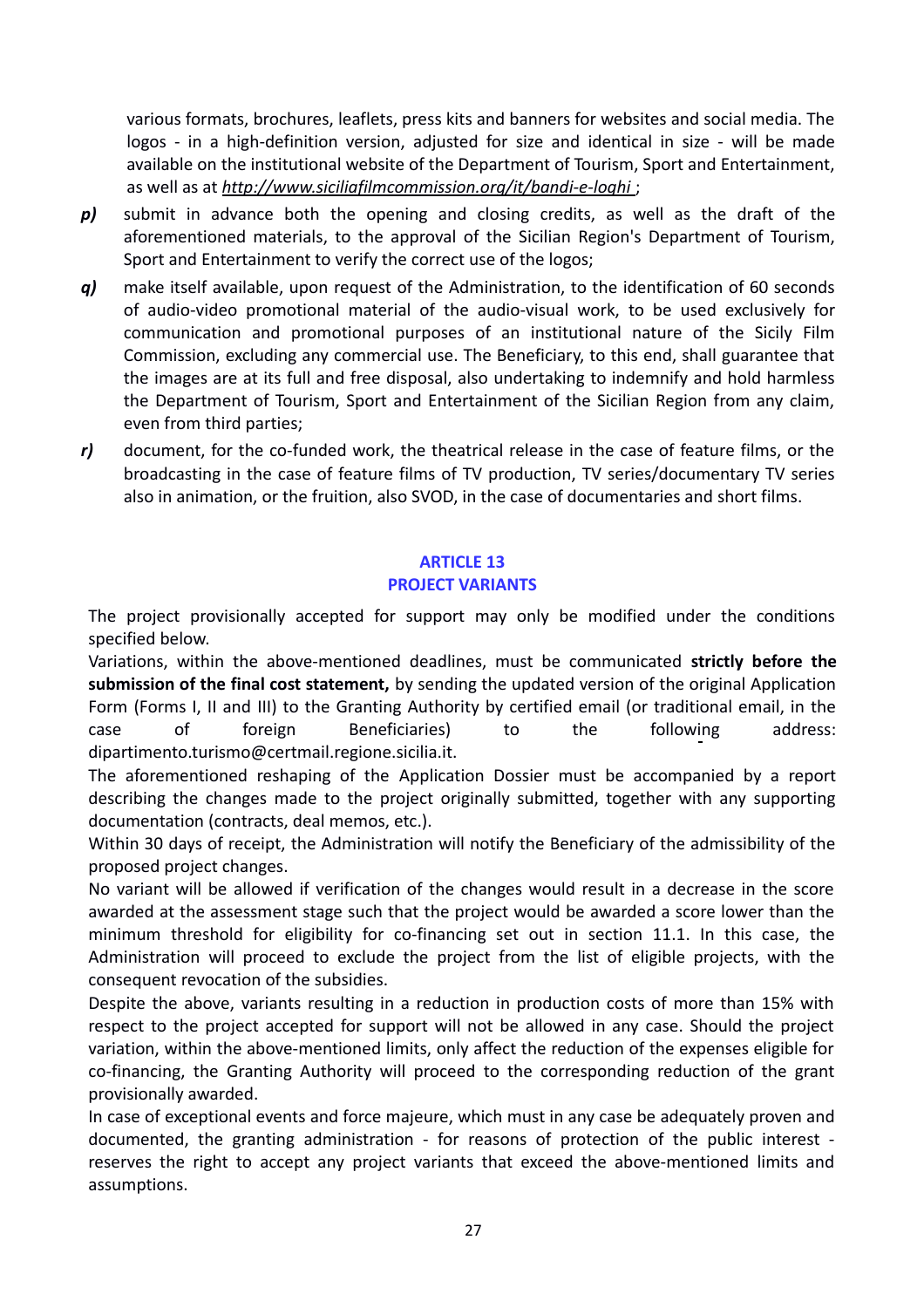various formats, brochures, leaflets, press kits and banners for websites and social media. The logos - in a high-definition version, adjusted for size and identical in size - will be made available on the institutional website of the Department of Tourism, Sport and Entertainment, as well as at *http://www.siciliafilmcommission.org/it/bandi-e-loghi* ;

***p)*** submit in advance both the opening and closing credits, as well as the draft of the aforementioned materials, to the approval of the Sicilian Region's Department of Tourism, Sport and Entertainment to verify the correct use of the logos;

***q)*** make itself available, upon request of the Administration, to the identification of 60 seconds of audio-video promotional material of the audio-visual work, to be used exclusively for communication and promotional purposes of an institutional nature of the Sicily Film Commission, excluding any commercial use. The Beneficiary, to this end, shall guarantee that the images are at its full and free disposal, also undertaking to indemnify and hold harmless the Department of Tourism, Sport and Entertainment of the Sicilian Region from any claim, even from third parties;

***r)*** document, for the co-funded work, the theatrical release in the case of feature films, or the broadcasting in the case of feature films of TV production, TV series/documentary TV series also in animation, or the fruition, also SVOD, in the case of documentaries and short films.

## ARTICLE 13
## PROJECT VARIANTS

The project provisionally accepted for support may only be modified under the conditions specified below.

Variations, within the above-mentioned deadlines, must be communicated **strictly before the submission of the final cost statement,** by sending the updated version of the original Application Form (Forms I, II and III) to the Granting Authority by certified email (or traditional email, in the case of foreign Beneficiaries) to the following address: dipartimento.turismo@certmail.regione.sicilia.it.

The aforementioned reshaping of the Application Dossier must be accompanied by a report describing the changes made to the project originally submitted, together with any supporting documentation (contracts, deal memos, etc.).

Within 30 days of receipt, the Administration will notify the Beneficiary of the admissibility of the proposed project changes.

No variant will be allowed if verification of the changes would result in a decrease in the score awarded at the assessment stage such that the project would be awarded a score lower than the minimum threshold for eligibility for co-financing set out in section 11.1. In this case, the Administration will proceed to exclude the project from the list of eligible projects, with the consequent revocation of the subsidies.

Despite the above, variants resulting in a reduction in production costs of more than 15% with respect to the project accepted for support will not be allowed in any case. Should the project variation, within the above-mentioned limits, only affect the reduction of the expenses eligible for co-financing, the Granting Authority will proceed to the corresponding reduction of the grant provisionally awarded.

In case of exceptional events and force majeure, which must in any case be adequately proven and documented, the granting administration - for reasons of protection of the public interest - reserves the right to accept any project variants that exceed the above-mentioned limits and assumptions.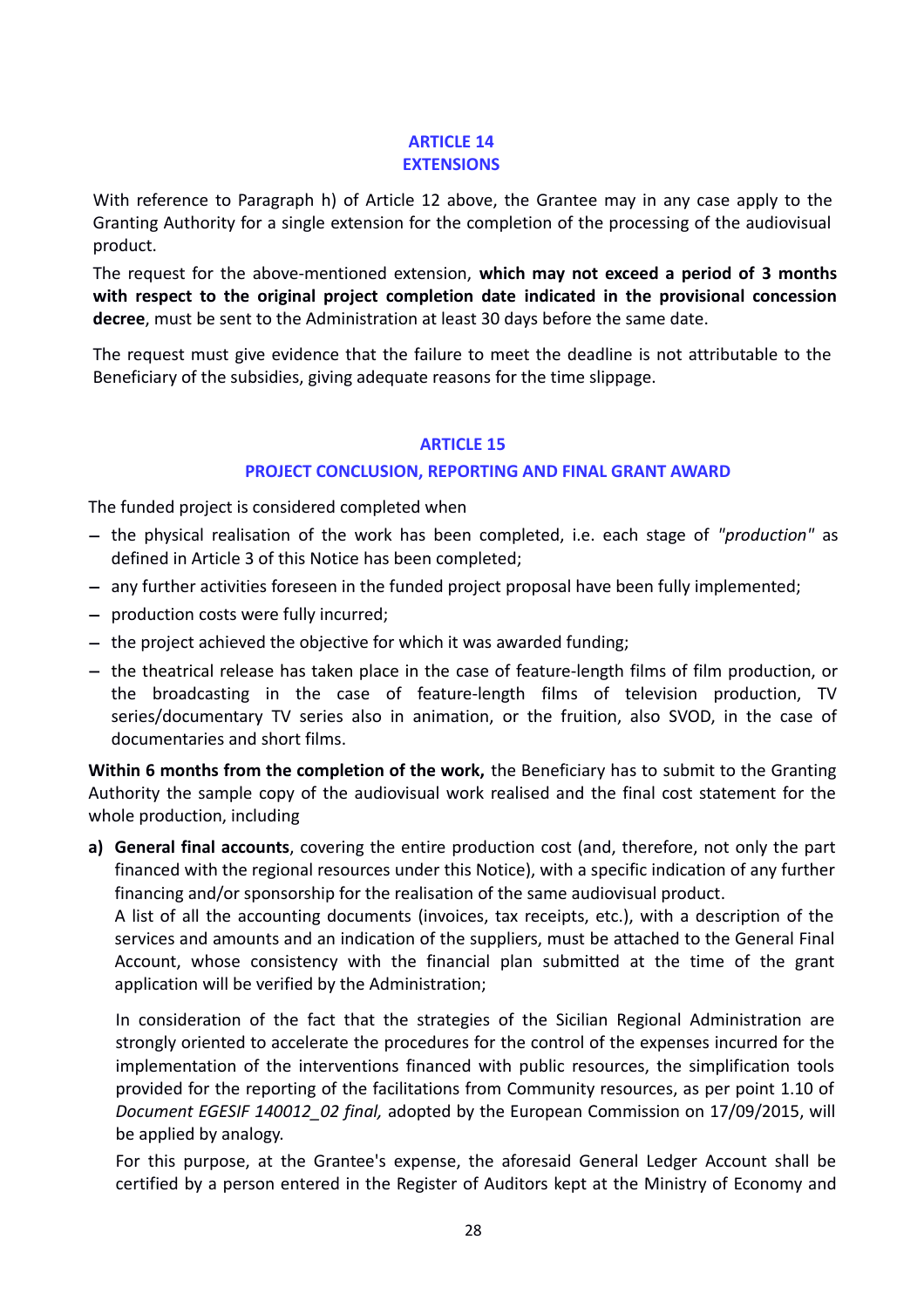## ARTICLE 14
## EXTENSIONS

With reference to Paragraph h) of Article 12 above, the Grantee may in any case apply to the Granting Authority for a single extension for the completion of the processing of the audiovisual product.

The request for the above-mentioned extension, **which may not exceed a period of 3 months with respect to the original project completion date indicated in the provisional concession decree**, must be sent to the Administration at least 30 days before the same date.

The request must give evidence that the failure to meet the deadline is not attributable to the Beneficiary of the subsidies, giving adequate reasons for the time slippage.

## ARTICLE 15
## PROJECT CONCLUSION, REPORTING AND FINAL GRANT AWARD

The funded project is considered completed when

- the physical realisation of the work has been completed, i.e. each stage of *"production"* as defined in Article 3 of this Notice has been completed;
- any further activities foreseen in the funded project proposal have been fully implemented;
- production costs were fully incurred;
- the project achieved the objective for which it was awarded funding;
- the theatrical release has taken place in the case of feature-length films of film production, or the broadcasting in the case of feature-length films of television production, TV series/documentary TV series also in animation, or the fruition, also SVOD, in the case of documentaries and short films.

**Within 6 months from the completion of the work,** the Beneficiary has to submit to the Granting Authority the sample copy of the audiovisual work realised and the final cost statement for the whole production, including

**a) General final accounts**, covering the entire production cost (and, therefore, not only the part financed with the regional resources under this Notice), with a specific indication of any further financing and/or sponsorship for the realisation of the same audiovisual product.
A list of all the accounting documents (invoices, tax receipts, etc.), with a description of the services and amounts and an indication of the suppliers, must be attached to the General Final Account, whose consistency with the financial plan submitted at the time of the grant application will be verified by the Administration;

In consideration of the fact that the strategies of the Sicilian Regional Administration are strongly oriented to accelerate the procedures for the control of the expenses incurred for the implementation of the interventions financed with public resources, the simplification tools provided for the reporting of the facilitations from Community resources, as per point 1.10 of *Document EGESIF 140012_02 final,* adopted by the European Commission on 17/09/2015, will be applied by analogy.

For this purpose, at the Grantee's expense, the aforesaid General Ledger Account shall be certified by a person entered in the Register of Auditors kept at the Ministry of Economy and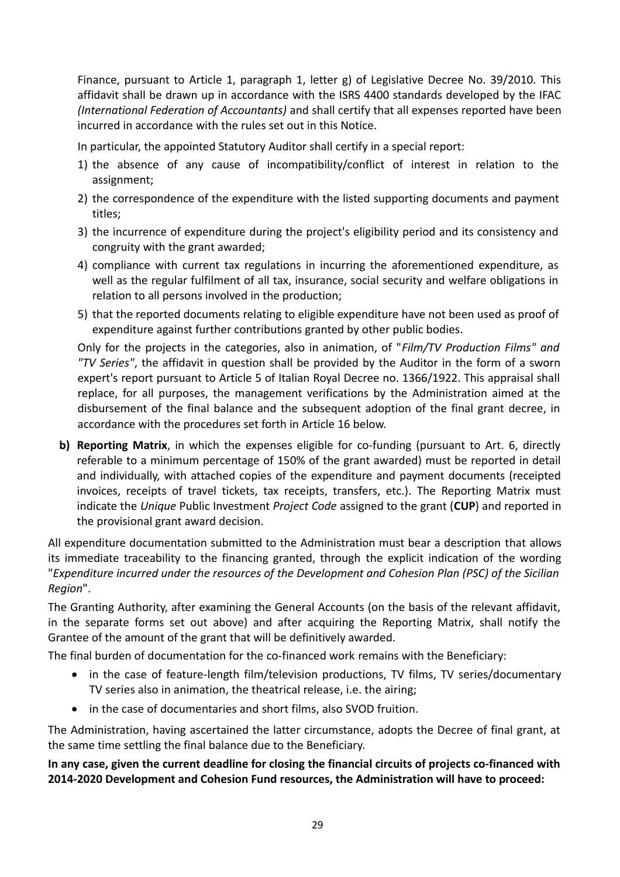Finance, pursuant to Article 1, paragraph 1, letter g) of Legislative Decree No. 39/2010. This affidavit shall be drawn up in accordance with the ISRS 4400 standards developed by the IFAC *(International Federation of Accountants)* and shall certify that all expenses reported have been incurred in accordance with the rules set out in this Notice.

In particular, the appointed Statutory Auditor shall certify in a special report:

1) the absence of any cause of incompatibility/conflict of interest in relation to the assignment;
2) the correspondence of the expenditure with the listed supporting documents and payment titles;
3) the incurrence of expenditure during the project's eligibility period and its consistency and congruity with the grant awarded;
4) compliance with current tax regulations in incurring the aforementioned expenditure, as well as the regular fulfilment of all tax, insurance, social security and welfare obligations in relation to all persons involved in the production;
5) that the reported documents relating to eligible expenditure have not been used as proof of expenditure against further contributions granted by other public bodies.

Only for the projects in the categories, also in animation, of "*Film/TV Production Films" and "TV Series"*, the affidavit in question shall be provided by the Auditor in the form of a sworn expert's report pursuant to Article 5 of Italian Royal Decree no. 1366/1922. This appraisal shall replace, for all purposes, the management verifications by the Administration aimed at the disbursement of the final balance and the subsequent adoption of the final grant decree, in accordance with the procedures set forth in Article 16 below.

**b) Reporting Matrix**, in which the expenses eligible for co-funding (pursuant to Art. 6, directly referable to a minimum percentage of 150% of the grant awarded) must be reported in detail and individually, with attached copies of the expenditure and payment documents (receipted invoices, receipts of travel tickets, tax receipts, transfers, etc.). The Reporting Matrix must indicate the *Unique* Public Investment *Project Code* assigned to the grant (**CUP**) and reported in the provisional grant award decision.

All expenditure documentation submitted to the Administration must bear a description that allows its immediate traceability to the financing granted, through the explicit indication of the wording "*Expenditure incurred under the resources of the Development and Cohesion Plan (PSC) of the Sicilian Region*".

The Granting Authority, after examining the General Accounts (on the basis of the relevant affidavit, in the separate forms set out above) and after acquiring the Reporting Matrix, shall notify the Grantee of the amount of the grant that will be definitively awarded.

The final burden of documentation for the co-financed work remains with the Beneficiary:

- in the case of feature-length film/television productions, TV films, TV series/documentary TV series also in animation, the theatrical release, i.e. the airing;
- in the case of documentaries and short films, also SVOD fruition.

The Administration, having ascertained the latter circumstance, adopts the Decree of final grant, at the same time settling the final balance due to the Beneficiary.

**In any case, given the current deadline for closing the financial circuits of projects co-financed with 2014-2020 Development and Cohesion Fund resources, the Administration will have to proceed:**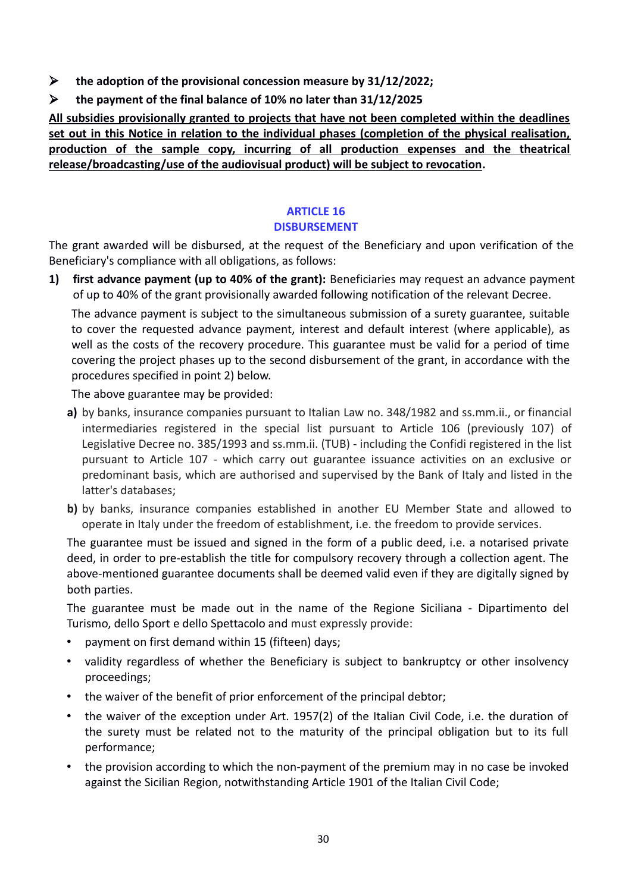- **the adoption of the provisional concession measure by 31/12/2022;**
- **the payment of the final balance of 10% no later than 31/12/2025**

**All subsidies provisionally granted to projects that have not been completed within the deadlines set out in this Notice in relation to the individual phases (completion of the physical realisation, production of the sample copy, incurring of all production expenses and the theatrical release/broadcasting/use of the audiovisual product) will be subject to revocation.**

## ARTICLE 16
## DISBURSEMENT

The grant awarded will be disbursed, at the request of the Beneficiary and upon verification of the Beneficiary's compliance with all obligations, as follows:

1) **first advance payment (up to 40% of the grant):** Beneficiaries may request an advance payment of up to 40% of the grant provisionally awarded following notification of the relevant Decree.

   The advance payment is subject to the simultaneous submission of a surety guarantee, suitable to cover the requested advance payment, interest and default interest (where applicable), as well as the costs of the recovery procedure. This guarantee must be valid for a period of time covering the project phases up to the second disbursement of the grant, in accordance with the procedures specified in point 2) below.

   The above guarantee may be provided:

   **a)** by banks, insurance companies pursuant to Italian Law no. 348/1982 and ss.mm.ii., or financial intermediaries registered in the special list pursuant to Article 106 (previously 107) of Legislative Decree no. 385/1993 and ss.mm.ii. (TUB) - including the Confidi registered in the list pursuant to Article 107 - which carry out guarantee issuance activities on an exclusive or predominant basis, which are authorised and supervised by the Bank of Italy and listed in the latter's databases;

   **b)** by banks, insurance companies established in another EU Member State and allowed to operate in Italy under the freedom of establishment, i.e. the freedom to provide services.

   The guarantee must be issued and signed in the form of a public deed, i.e. a notarised private deed, in order to pre-establish the title for compulsory recovery through a collection agent. The above-mentioned guarantee documents shall be deemed valid even if they are digitally signed by both parties.

   The guarantee must be made out in the name of the Regione Siciliana - Dipartimento del Turismo, dello Sport e dello Spettacolo and must expressly provide:

   - payment on first demand within 15 (fifteen) days;
   - validity regardless of whether the Beneficiary is subject to bankruptcy or other insolvency proceedings;
   - the waiver of the benefit of prior enforcement of the principal debtor;
   - the waiver of the exception under Art. 1957(2) of the Italian Civil Code, i.e. the duration of the surety must be related not to the maturity of the principal obligation but to its full performance;
   - the provision according to which the non-payment of the premium may in no case be invoked against the Sicilian Region, notwithstanding Article 1901 of the Italian Civil Code;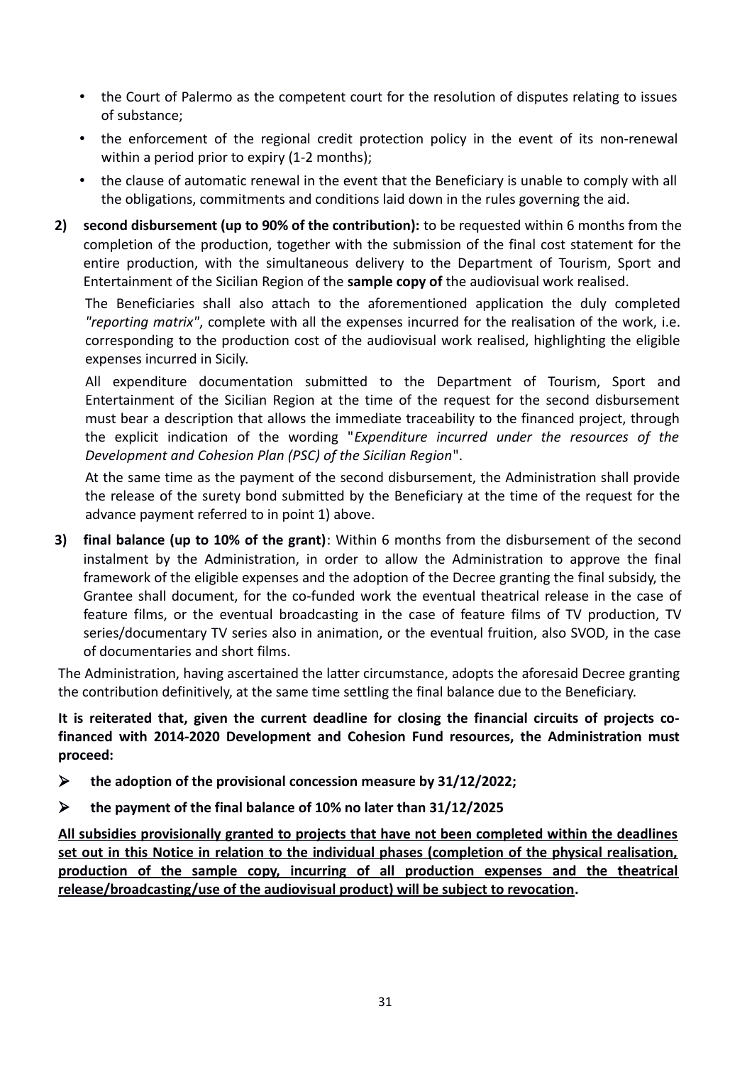- the Court of Palermo as the competent court for the resolution of disputes relating to issues of substance;
- the enforcement of the regional credit protection policy in the event of its non-renewal within a period prior to expiry (1-2 months);
- the clause of automatic renewal in the event that the Beneficiary is unable to comply with all the obligations, commitments and conditions laid down in the rules governing the aid.

2) **second disbursement (up to 90% of the contribution):** to be requested within 6 months from the completion of the production, together with the submission of the final cost statement for the entire production, with the simultaneous delivery to the Department of Tourism, Sport and Entertainment of the Sicilian Region of the **sample copy of** the audiovisual work realised.

   The Beneficiaries shall also attach to the aforementioned application the duly completed *"reporting matrix"*, complete with all the expenses incurred for the realisation of the work, i.e. corresponding to the production cost of the audiovisual work realised, highlighting the eligible expenses incurred in Sicily.

   All expenditure documentation submitted to the Department of Tourism, Sport and Entertainment of the Sicilian Region at the time of the request for the second disbursement must bear a description that allows the immediate traceability to the financed project, through the explicit indication of the wording "*Expenditure incurred under the resources of the Development and Cohesion Plan (PSC) of the Sicilian Region*".

   At the same time as the payment of the second disbursement, the Administration shall provide the release of the surety bond submitted by the Beneficiary at the time of the request for the advance payment referred to in point 1) above.

3) **final balance (up to 10% of the grant)**: Within 6 months from the disbursement of the second instalment by the Administration, in order to allow the Administration to approve the final framework of the eligible expenses and the adoption of the Decree granting the final subsidy, the Grantee shall document, for the co-funded work the eventual theatrical release in the case of feature films, or the eventual broadcasting in the case of feature films of TV production, TV series/documentary TV series also in animation, or the eventual fruition, also SVOD, in the case of documentaries and short films.

The Administration, having ascertained the latter circumstance, adopts the aforesaid Decree granting the contribution definitively, at the same time settling the final balance due to the Beneficiary.

**It is reiterated that, given the current deadline for closing the financial circuits of projects co-financed with 2014-2020 Development and Cohesion Fund resources, the Administration must proceed:**

- **the adoption of the provisional concession measure by 31/12/2022;**
- **the payment of the final balance of 10% no later than 31/12/2025**

<u>**All subsidies provisionally granted to projects that have not been completed within the deadlines set out in this Notice in relation to the individual phases (completion of the physical realisation, production of the sample copy, incurring of all production expenses and the theatrical release/broadcasting/use of the audiovisual product) will be subject to revocation**</u>**.**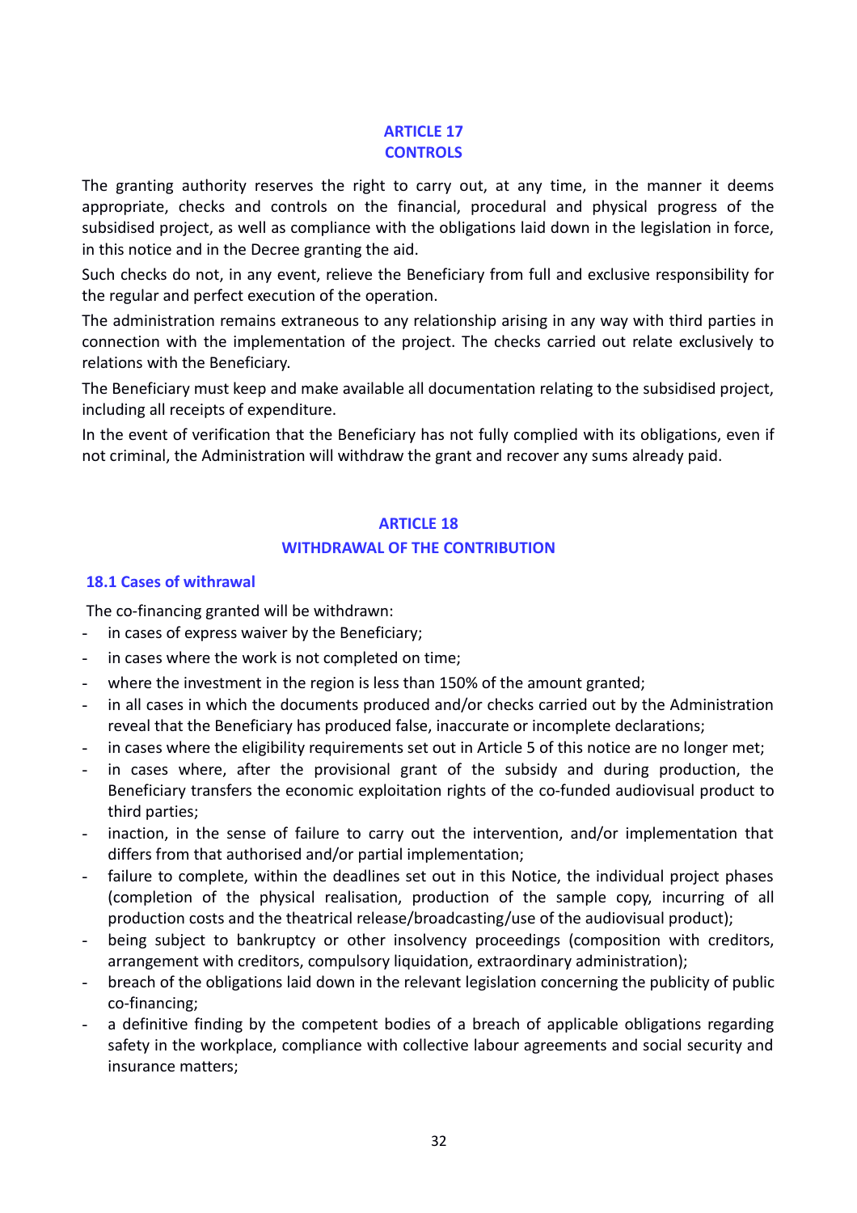## ARTICLE 17
## CONTROLS

The granting authority reserves the right to carry out, at any time, in the manner it deems appropriate, checks and controls on the financial, procedural and physical progress of the subsidised project, as well as compliance with the obligations laid down in the legislation in force, in this notice and in the Decree granting the aid.

Such checks do not, in any event, relieve the Beneficiary from full and exclusive responsibility for the regular and perfect execution of the operation.

The administration remains extraneous to any relationship arising in any way with third parties in connection with the implementation of the project. The checks carried out relate exclusively to relations with the Beneficiary.

The Beneficiary must keep and make available all documentation relating to the subsidised project, including all receipts of expenditure.

In the event of verification that the Beneficiary has not fully complied with its obligations, even if not criminal, the Administration will withdraw the grant and recover any sums already paid.

## ARTICLE 18
## WITHDRAWAL OF THE CONTRIBUTION

### 18.1 Cases of withdrawal

The co-financing granted will be withdrawn:

- in cases of express waiver by the Beneficiary;
- in cases where the work is not completed on time;
- where the investment in the region is less than 150% of the amount granted;
- in all cases in which the documents produced and/or checks carried out by the Administration reveal that the Beneficiary has produced false, inaccurate or incomplete declarations;
- in cases where the eligibility requirements set out in Article 5 of this notice are no longer met;
- in cases where, after the provisional grant of the subsidy and during production, the Beneficiary transfers the economic exploitation rights of the co-funded audiovisual product to third parties;
- inaction, in the sense of failure to carry out the intervention, and/or implementation that differs from that authorised and/or partial implementation;
- failure to complete, within the deadlines set out in this Notice, the individual project phases (completion of the physical realisation, production of the sample copy, incurring of all production costs and the theatrical release/broadcasting/use of the audiovisual product);
- being subject to bankruptcy or other insolvency proceedings (composition with creditors, arrangement with creditors, compulsory liquidation, extraordinary administration);
- breach of the obligations laid down in the relevant legislation concerning the publicity of public co-financing;
- a definitive finding by the competent bodies of a breach of applicable obligations regarding safety in the workplace, compliance with collective labour agreements and social security and insurance matters;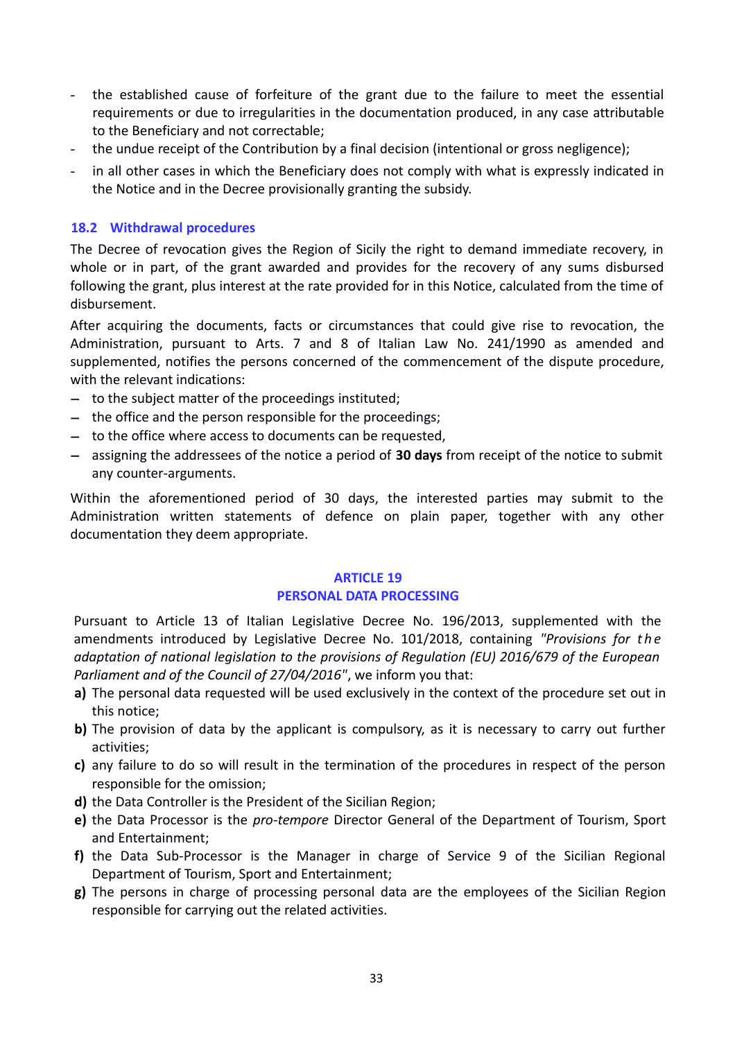- the established cause of forfeiture of the grant due to the failure to meet the essential requirements or due to irregularities in the documentation produced, in any case attributable to the Beneficiary and not correctable;
- the undue receipt of the Contribution by a final decision (intentional or gross negligence);
- in all other cases in which the Beneficiary does not comply with what is expressly indicated in the Notice and in the Decree provisionally granting the subsidy.

### 18.2 Withdrawal procedures

The Decree of revocation gives the Region of Sicily the right to demand immediate recovery, in whole or in part, of the grant awarded and provides for the recovery of any sums disbursed following the grant, plus interest at the rate provided for in this Notice, calculated from the time of disbursement.

After acquiring the documents, facts or circumstances that could give rise to revocation, the Administration, pursuant to Arts. 7 and 8 of Italian Law No. 241/1990 as amended and supplemented, notifies the persons concerned of the commencement of the dispute procedure, with the relevant indications:

- to the subject matter of the proceedings instituted;
- the office and the person responsible for the proceedings;
- to the office where access to documents can be requested,
- assigning the addressees of the notice a period of **30 days** from receipt of the notice to submit any counter-arguments.

Within the aforementioned period of 30 days, the interested parties may submit to the Administration written statements of defence on plain paper, together with any other documentation they deem appropriate.

## ARTICLE 19
## PERSONAL DATA PROCESSING

Pursuant to Article 13 of Italian Legislative Decree No. 196/2013, supplemented with the amendments introduced by Legislative Decree No. 101/2018, containing *"Provisions for the adaptation of national legislation to the provisions of Regulation (EU) 2016/679 of the European Parliament and of the Council of 27/04/2016"*, we inform you that:

**a)** The personal data requested will be used exclusively in the context of the procedure set out in this notice;

**b)** The provision of data by the applicant is compulsory, as it is necessary to carry out further activities;

**c)** any failure to do so will result in the termination of the procedures in respect of the person responsible for the omission;

**d)** the Data Controller is the President of the Sicilian Region;

**e)** the Data Processor is the *pro-tempore* Director General of the Department of Tourism, Sport and Entertainment;

**f)** the Data Sub-Processor is the Manager in charge of Service 9 of the Sicilian Regional Department of Tourism, Sport and Entertainment;

**g)** The persons in charge of processing personal data are the employees of the Sicilian Region responsible for carrying out the related activities.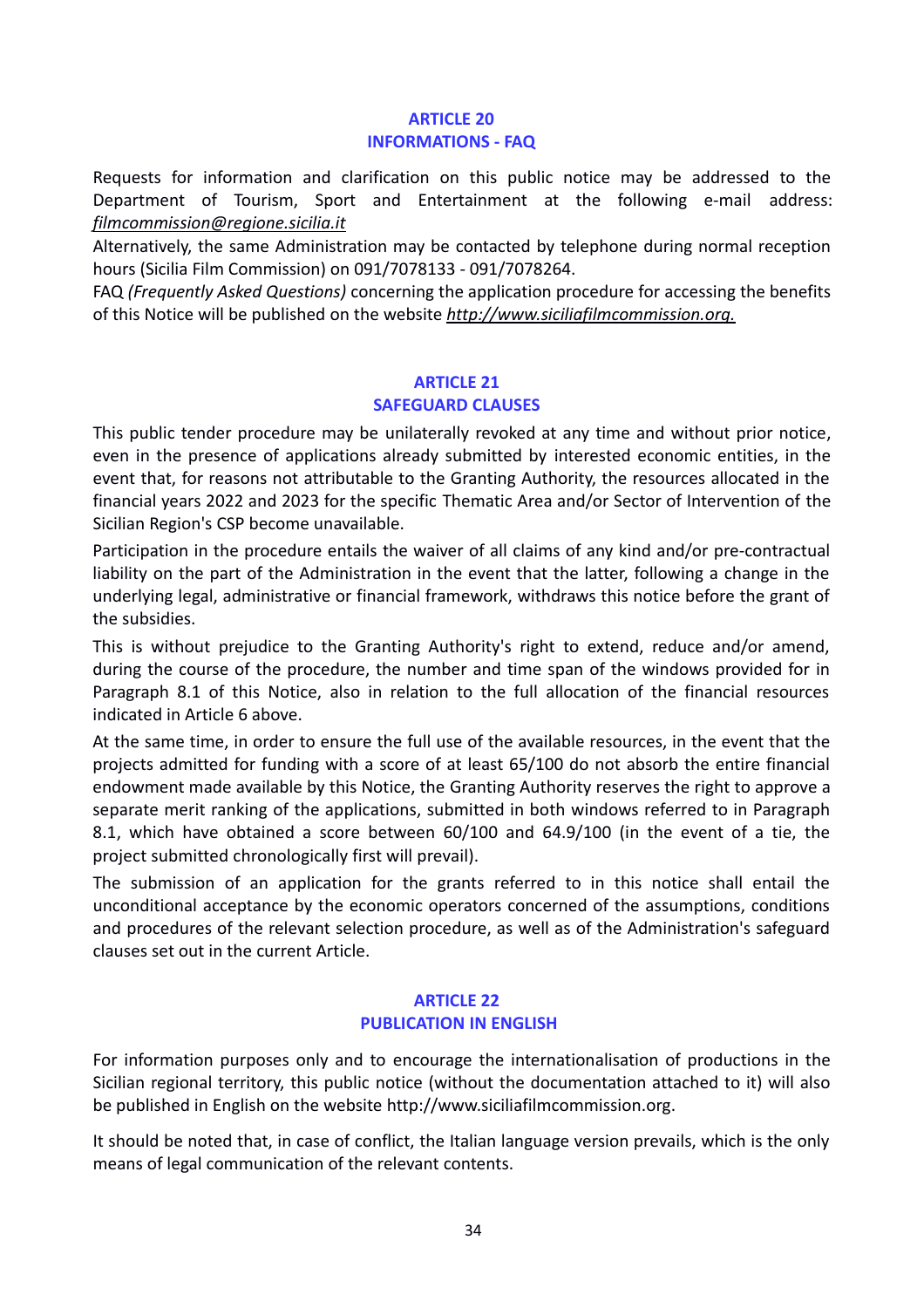## ARTICLE 20
## INFORMATIONS - FAQ

Requests for information and clarification on this public notice may be addressed to the Department of Tourism, Sport and Entertainment at the following e-mail address: *filmcommission@regione.sicilia.it*

Alternatively, the same Administration may be contacted by telephone during normal reception hours (Sicilia Film Commission) on 091/7078133 - 091/7078264.

FAQ *(Frequently Asked Questions)* concerning the application procedure for accessing the benefits of this Notice will be published on the website *http://www.siciliafilmcommission.org.*

## ARTICLE 21
## SAFEGUARD CLAUSES

This public tender procedure may be unilaterally revoked at any time and without prior notice, even in the presence of applications already submitted by interested economic entities, in the event that, for reasons not attributable to the Granting Authority, the resources allocated in the financial years 2022 and 2023 for the specific Thematic Area and/or Sector of Intervention of the Sicilian Region's CSP become unavailable.

Participation in the procedure entails the waiver of all claims of any kind and/or pre-contractual liability on the part of the Administration in the event that the latter, following a change in the underlying legal, administrative or financial framework, withdraws this notice before the grant of the subsidies.

This is without prejudice to the Granting Authority's right to extend, reduce and/or amend, during the course of the procedure, the number and time span of the windows provided for in Paragraph 8.1 of this Notice, also in relation to the full allocation of the financial resources indicated in Article 6 above.

At the same time, in order to ensure the full use of the available resources, in the event that the projects admitted for funding with a score of at least 65/100 do not absorb the entire financial endowment made available by this Notice, the Granting Authority reserves the right to approve a separate merit ranking of the applications, submitted in both windows referred to in Paragraph 8.1, which have obtained a score between 60/100 and 64.9/100 (in the event of a tie, the project submitted chronologically first will prevail).

The submission of an application for the grants referred to in this notice shall entail the unconditional acceptance by the economic operators concerned of the assumptions, conditions and procedures of the relevant selection procedure, as well as of the Administration's safeguard clauses set out in the current Article.

## ARTICLE 22
## PUBLICATION IN ENGLISH

For information purposes only and to encourage the internationalisation of productions in the Sicilian regional territory, this public notice (without the documentation attached to it) will also be published in English on the website http://www.siciliafilmcommission.org.

It should be noted that, in case of conflict, the Italian language version prevails, which is the only means of legal communication of the relevant contents.